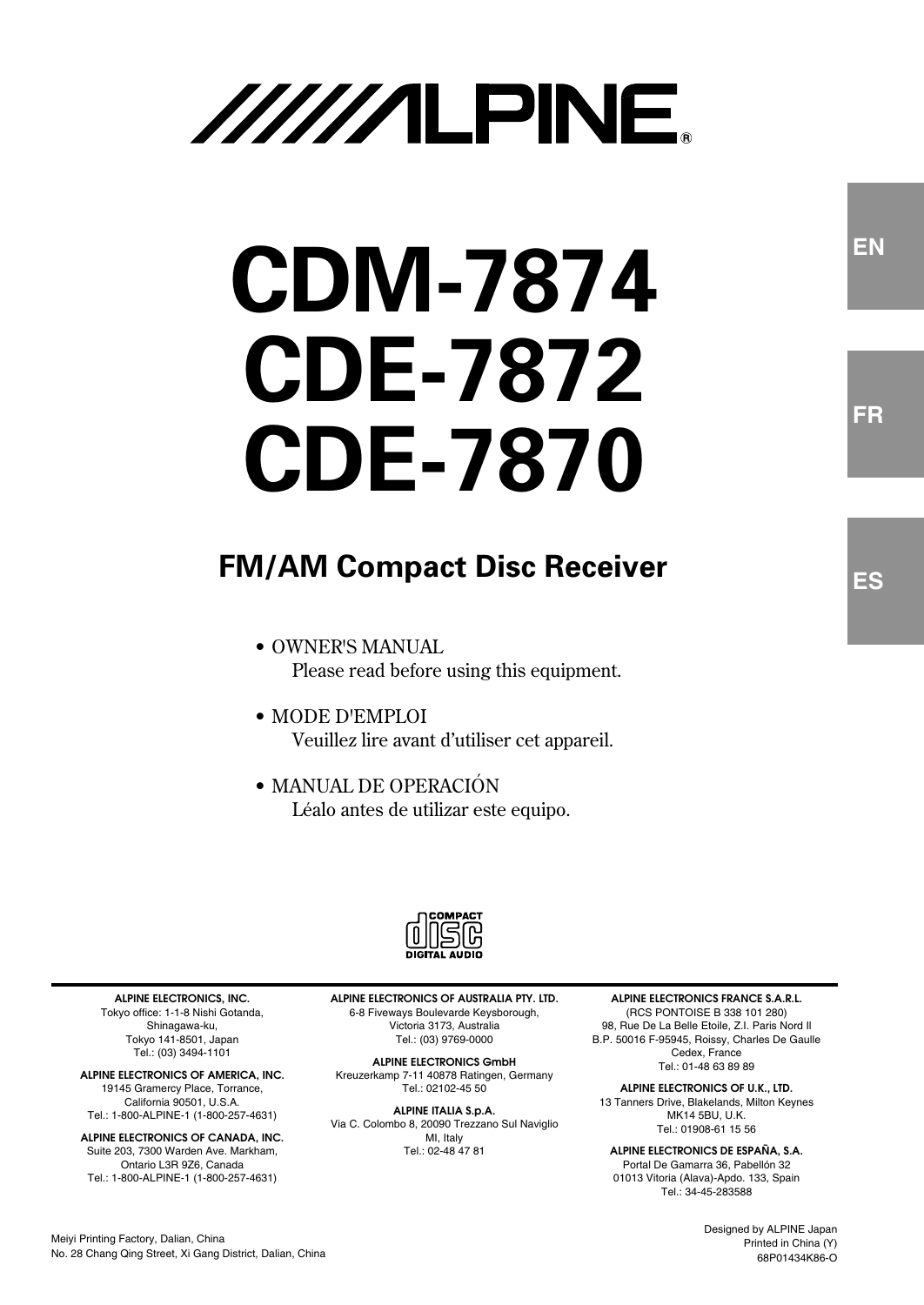# ALPINE®

# CDM-7874
# CDE-7872
# CDE-7870

EN

FR

ES

## FM/AM Compact Disc Receiver

- OWNER'S MANUAL
  Please read before using this equipment.
- MODE D'EMPLOI
  Veuillez lire avant d'utiliser cet appareil.
- MANUAL DE OPERACIÓN
  Léalo antes de utilizar este equipo.

COMPACT DISC DIGITAL AUDIO

**ALPINE ELECTRONICS, INC.**
Tokyo office: 1-1-8 Nishi Gotanda, Shinagawa-ku, Tokyo 141-8501, Japan
Tel.: (03) 3494-1101

**ALPINE ELECTRONICS OF AMERICA, INC.**
19145 Gramercy Place, Torrance, California 90501, U.S.A.
Tel.: 1-800-ALPINE-1 (1-800-257-4631)

**ALPINE ELECTRONICS OF CANADA, INC.**
Suite 203, 7300 Warden Ave. Markham, Ontario L3R 9Z6, Canada
Tel.: 1-800-ALPINE-1 (1-800-257-4631)

**ALPINE ELECTRONICS OF AUSTRALIA PTY. LTD.**
6-8 Fiveways Boulevarde Keysborough, Victoria 3173, Australia
Tel.: (03) 9769-0000

**ALPINE ELECTRONICS GmbH**
Kreuzerkamp 7-11 40878 Ratingen, Germany
Tel.: 02102-45 50

**ALPINE ITALIA S.p.A.**
Via C. Colombo 8, 20090 Trezzano Sul Naviglio MI, Italy
Tel.: 02-48 47 81

**ALPINE ELECTRONICS FRANCE S.A.R.L.**
(RCS PONTOISE B 338 101 280)
98, Rue De La Belle Etoile, Z.I. Paris Nord Il B.P. 50016 F-95945, Roissy, Charles De Gaulle Cedex, France
Tel.: 01-48 63 89 89

**ALPINE ELECTRONICS OF U.K., LTD.**
13 Tanners Drive, Blakelands, Milton Keynes MK14 5BU, U.K.
Tel.: 01908-61 15 56

**ALPINE ELECTRONICS DE ESPAÑA, S.A.**
Portal De Gamarra 36, Pabellón 32
01013 Vitoria (Alava)-Apdo. 133, Spain
Tel.: 34-45-283588

Meiyi Printing Factory, Dalian, China
No. 28 Chang Qing Street, Xi Gang District, Dalian, China

Designed by ALPINE Japan
Printed in China (Y)
68P01434K86-O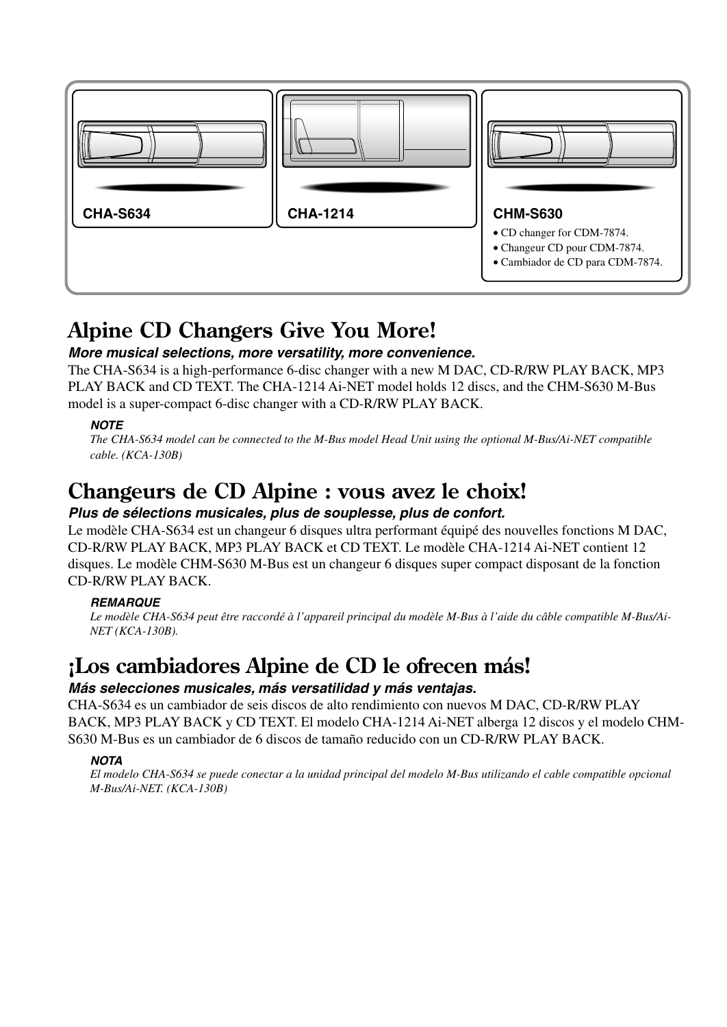CHA-S634

CHA-1214

CHM-S630

- CD changer for CDM-7874.
- Changeur CD pour CDM-7874.
- Cambiador de CD para CDM-7874.

# Alpine CD Changers Give You More!

***More musical selections, more versatility, more convenience.***

The CHA-S634 is a high-performance 6-disc changer with a new M DAC, CD-R/RW PLAY BACK, MP3 PLAY BACK and CD TEXT. The CHA-1214 Ai-NET model holds 12 discs, and the CHM-S630 M-Bus model is a super-compact 6-disc changer with a CD-R/RW PLAY BACK.

***NOTE***

*The CHA-S634 model can be connected to the M-Bus model Head Unit using the optional M-Bus/Ai-NET compatible cable. (KCA-130B)*

# Changeurs de CD Alpine : vous avez le choix!

***Plus de sélections musicales, plus de souplesse, plus de confort.***

Le modèle CHA-S634 est un changeur 6 disques ultra performant équipé des nouvelles fonctions M DAC, CD-R/RW PLAY BACK, MP3 PLAY BACK et CD TEXT. Le modèle CHA-1214 Ai-NET contient 12 disques. Le modèle CHM-S630 M-Bus est un changeur 6 disques super compact disposant de la fonction CD-R/RW PLAY BACK.

***REMARQUE***

*Le modèle CHA-S634 peut être raccordé à l'appareil principal du modèle M-Bus à l'aide du câble compatible M-Bus/Ai-NET (KCA-130B).*

# ¡Los cambiadores Alpine de CD le ofrecen más!

***Más selecciones musicales, más versatilidad y más ventajas.***

CHA-S634 es un cambiador de seis discos de alto rendimiento con nuevos M DAC, CD-R/RW PLAY BACK, MP3 PLAY BACK y CD TEXT. El modelo CHA-1214 Ai-NET alberga 12 discos y el modelo CHM-S630 M-Bus es un cambiador de 6 discos de tamaño reducido con un CD-R/RW PLAY BACK.

***NOTA***

*El modelo CHA-S634 se puede conectar a la unidad principal del modelo M-Bus utilizando el cable compatible opcional M-Bus/Ai-NET. (KCA-130B)*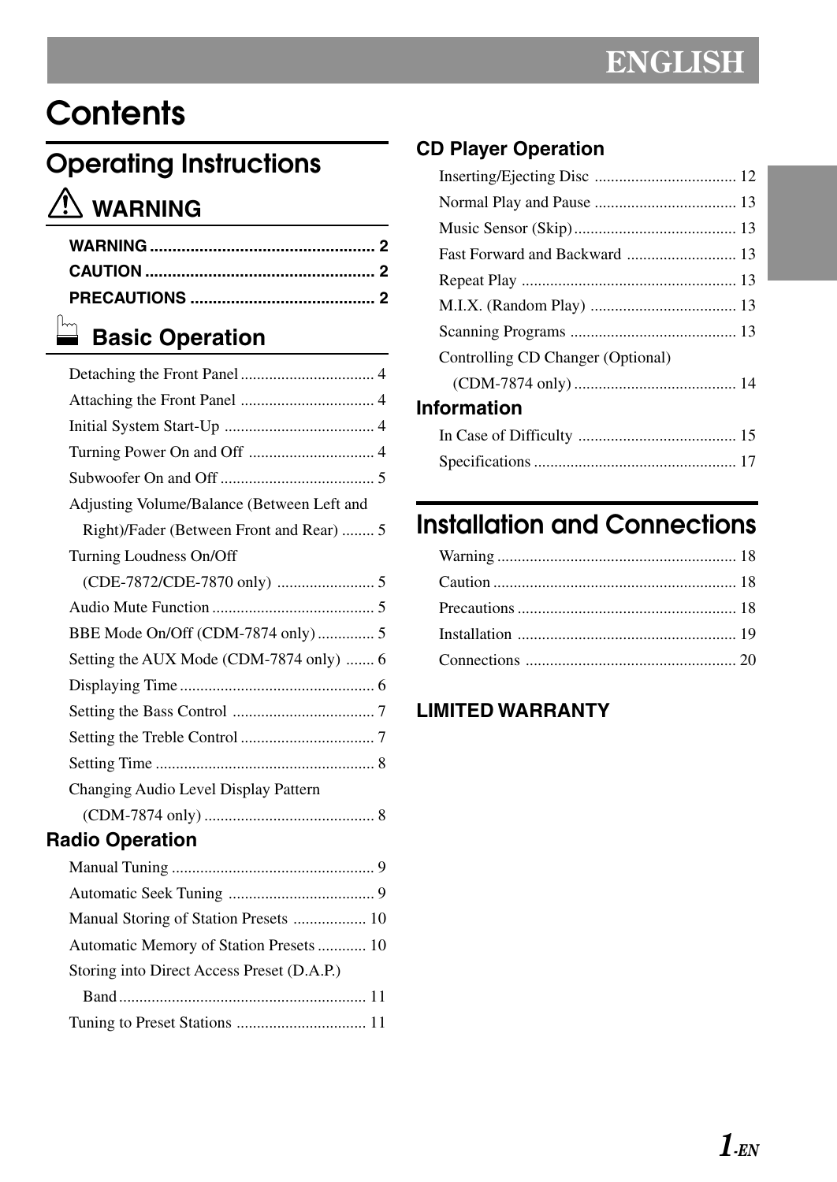ENGLISH

# Contents

## Operating Instructions

### WARNING

**WARNING** .................................................. 2
**CAUTION** .................................................. 2
**PRECAUTIONS** .......................................... 2

### Basic Operation

Detaching the Front Panel .................................. 4
Attaching the Front Panel .................................. 4
Initial System Start-Up ..................................... 4
Turning Power On and Off ................................ 4
Subwoofer On and Off ...................................... 5
Adjusting Volume/Balance (Between Left and Right)/Fader (Between Front and Rear) ........ 5
Turning Loudness On/Off (CDE-7872/CDE-7870 only) ........................ 5
Audio Mute Function ........................................ 5
BBE Mode On/Off (CDM-7874 only) .............. 5
Setting the AUX Mode (CDM-7874 only) ....... 6
Displaying Time ................................................ 6
Setting the Bass Control ................................... 7
Setting the Treble Control ................................. 7
Setting Time ...................................................... 8
Changing Audio Level Display Pattern (CDM-7874 only) .......................................... 8

#### Radio Operation

Manual Tuning .................................................. 9
Automatic Seek Tuning .................................... 9
Manual Storing of Station Presets .................. 10
Automatic Memory of Station Presets ............ 10
Storing into Direct Access Preset (D.A.P.) Band ............................................................. 11
Tuning to Preset Stations ................................ 11

#### CD Player Operation

Inserting/Ejecting Disc ................................... 12
Normal Play and Pause ................................... 13
Music Sensor (Skip) ........................................ 13
Fast Forward and Backward ........................... 13
Repeat Play ..................................................... 13
M.I.X. (Random Play) .................................... 13
Scanning Programs ......................................... 13
Controlling CD Changer (Optional) (CDM-7874 only) ........................................ 14

#### Information

In Case of Difficulty ....................................... 15
Specifications .................................................. 17

## Installation and Connections

Warning ........................................................... 18
Caution ............................................................ 18
Precautions ...................................................... 18
Installation ...................................................... 19
Connections .................................................... 20

#### LIMITED WARRANTY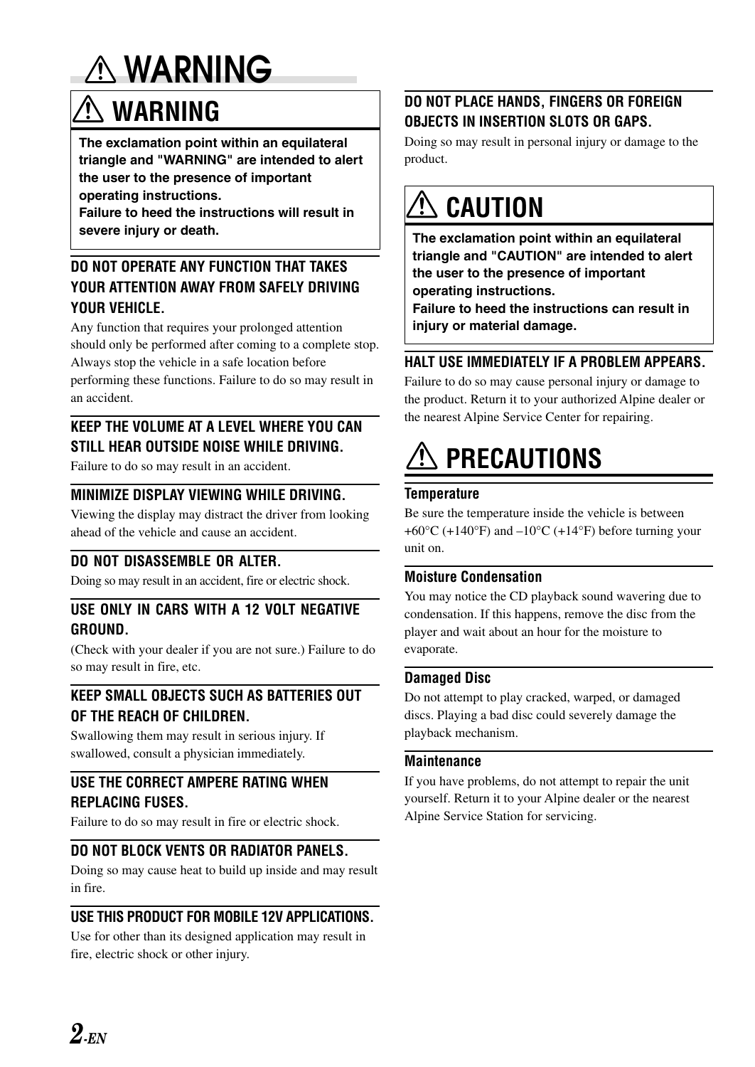# ⚠ WARNING

## ⚠ WARNING

**The exclamation point within an equilateral triangle and "WARNING" are intended to alert the user to the presence of important operating instructions.**
**Failure to heed the instructions will result in severe injury or death.**

### DO NOT OPERATE ANY FUNCTION THAT TAKES YOUR ATTENTION AWAY FROM SAFELY DRIVING YOUR VEHICLE.

Any function that requires your prolonged attention should only be performed after coming to a complete stop. Always stop the vehicle in a safe location before performing these functions. Failure to do so may result in an accident.

### KEEP THE VOLUME AT A LEVEL WHERE YOU CAN STILL HEAR OUTSIDE NOISE WHILE DRIVING.

Failure to do so may result in an accident.

### MINIMIZE DISPLAY VIEWING WHILE DRIVING.

Viewing the display may distract the driver from looking ahead of the vehicle and cause an accident.

### DO NOT DISASSEMBLE OR ALTER.

Doing so may result in an accident, fire or electric shock.

### USE ONLY IN CARS WITH A 12 VOLT NEGATIVE GROUND.

(Check with your dealer if you are not sure.) Failure to do so may result in fire, etc.

### KEEP SMALL OBJECTS SUCH AS BATTERIES OUT OF THE REACH OF CHILDREN.

Swallowing them may result in serious injury. If swallowed, consult a physician immediately.

### USE THE CORRECT AMPERE RATING WHEN REPLACING FUSES.

Failure to do so may result in fire or electric shock.

### DO NOT BLOCK VENTS OR RADIATOR PANELS.

Doing so may cause heat to build up inside and may result in fire.

### USE THIS PRODUCT FOR MOBILE 12V APPLICATIONS.

Use for other than its designed application may result in fire, electric shock or other injury.

### DO NOT PLACE HANDS, FINGERS OR FOREIGN OBJECTS IN INSERTION SLOTS OR GAPS.

Doing so may result in personal injury or damage to the product.

## ⚠ CAUTION

**The exclamation point within an equilateral triangle and "CAUTION" are intended to alert the user to the presence of important operating instructions.**
**Failure to heed the instructions can result in injury or material damage.**

### HALT USE IMMEDIATELY IF A PROBLEM APPEARS.

Failure to do so may cause personal injury or damage to the product. Return it to your authorized Alpine dealer or the nearest Alpine Service Center for repairing.

## ⚠ PRECAUTIONS

### Temperature

Be sure the temperature inside the vehicle is between +60°C (+140°F) and –10°C (+14°F) before turning your unit on.

### Moisture Condensation

You may notice the CD playback sound wavering due to condensation. If this happens, remove the disc from the player and wait about an hour for the moisture to evaporate.

### Damaged Disc

Do not attempt to play cracked, warped, or damaged discs. Playing a bad disc could severely damage the playback mechanism.

### Maintenance

If you have problems, do not attempt to repair the unit yourself. Return it to your Alpine dealer or the nearest Alpine Service Station for servicing.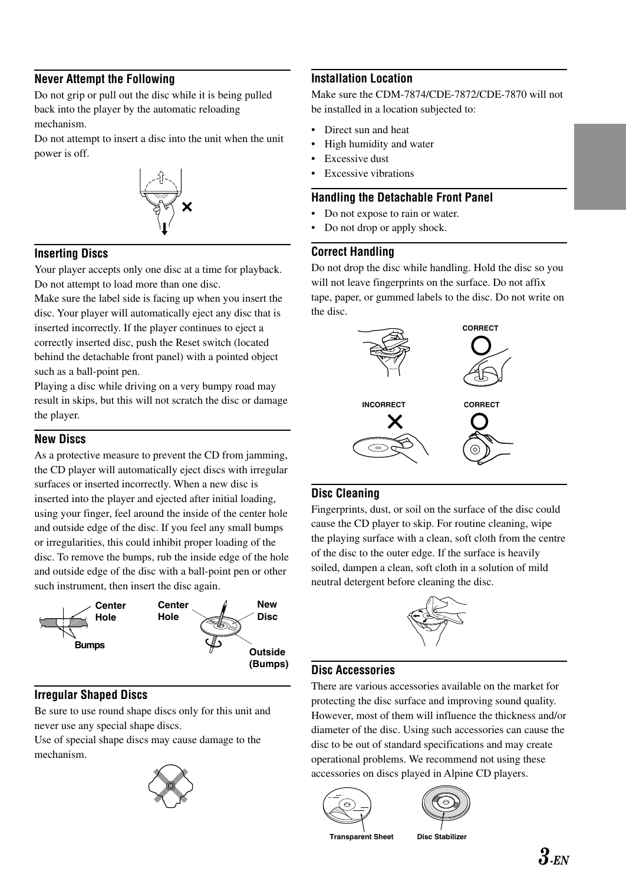### Never Attempt the Following

Do not grip or pull out the disc while it is being pulled back into the player by the automatic reloading mechanism.

Do not attempt to insert a disc into the unit when the unit power is off.

### Inserting Discs

Your player accepts only one disc at a time for playback. Do not attempt to load more than one disc.

Make sure the label side is facing up when you insert the disc. Your player will automatically eject any disc that is inserted incorrectly. If the player continues to eject a correctly inserted disc, push the Reset switch (located behind the detachable front panel) with a pointed object such as a ball-point pen.

Playing a disc while driving on a very bumpy road may result in skips, but this will not scratch the disc or damage the player.

### New Discs

As a protective measure to prevent the CD from jamming, the CD player will automatically eject discs with irregular surfaces or inserted incorrectly. When a new disc is inserted into the player and ejected after initial loading, using your finger, feel around the inside of the center hole and outside edge of the disc. If you feel any small bumps or irregularities, this could inhibit proper loading of the disc. To remove the bumps, rub the inside edge of the hole and outside edge of the disc with a ball-point pen or other such instrument, then insert the disc again.

Center Hole | Bumps | Center Hole | New Disc | Outside (Bumps)

### Irregular Shaped Discs

Be sure to use round shape discs only for this unit and never use any special shape discs.

Use of special shape discs may cause damage to the mechanism.

### Installation Location

Make sure the CDM-7874/CDE-7872/CDE-7870 will not be installed in a location subjected to:

- Direct sun and heat
- High humidity and water
- Excessive dust
- Excessive vibrations

### Handling the Detachable Front Panel

- Do not expose to rain or water.
- Do not drop or apply shock.

### Correct Handling

Do not drop the disc while handling. Hold the disc so you will not leave fingerprints on the surface. Do not affix tape, paper, or gummed labels to the disc. Do not write on the disc.

CORRECT | INCORRECT | CORRECT

### Disc Cleaning

Fingerprints, dust, or soil on the surface of the disc could cause the CD player to skip. For routine cleaning, wipe the playing surface with a clean, soft cloth from the centre of the disc to the outer edge. If the surface is heavily soiled, dampen a clean, soft cloth in a solution of mild neutral detergent before cleaning the disc.

### Disc Accessories

There are various accessories available on the market for protecting the disc surface and improving sound quality. However, most of them will influence the thickness and/or diameter of the disc. Using such accessories can cause the disc to be out of standard specifications and may create operational problems. We recommend not using these accessories on discs played in Alpine CD players.

Transparent Sheet | Disc Stabilizer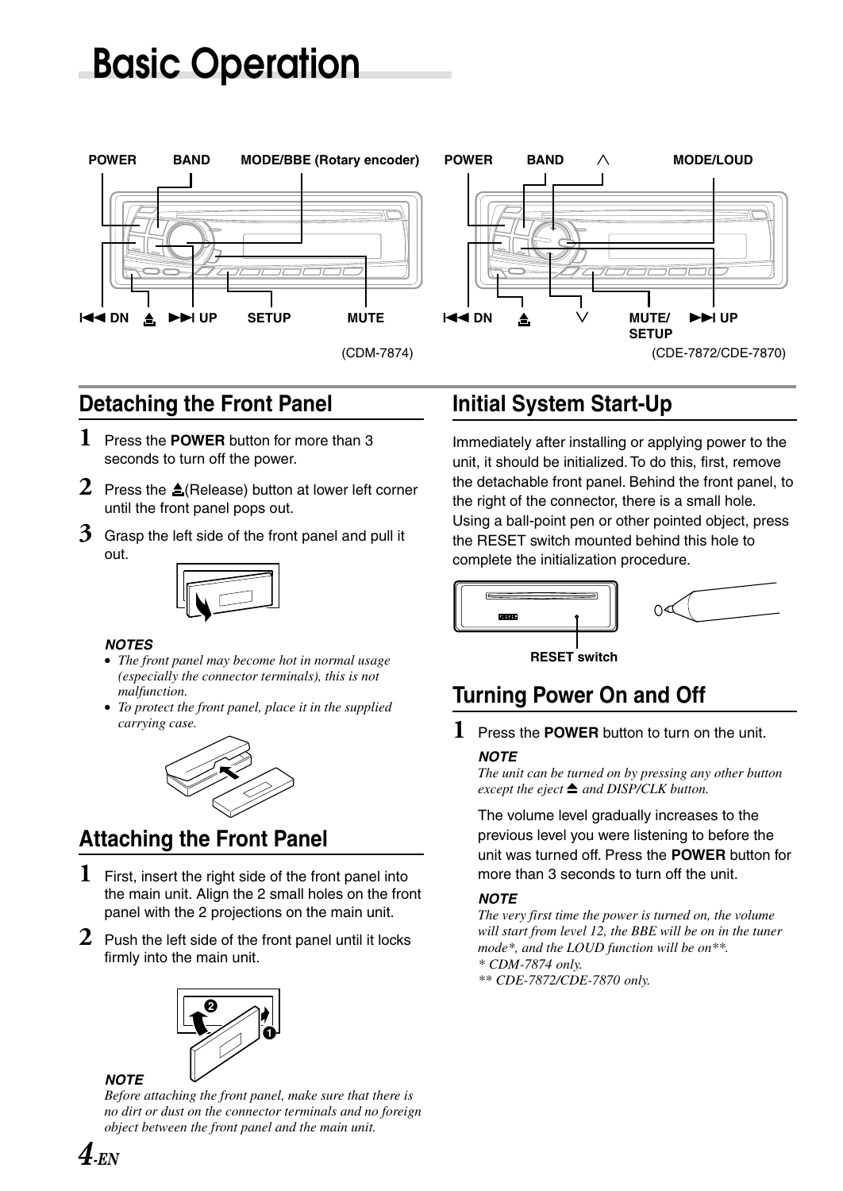# Basic Operation

POWER BAND MODE/BBE (Rotary encoder)

DN ≜ UP SETUP MUTE

(CDM-7874)

POWER BAND ∧ MODE/LOUD

DN ≜ ∨ MUTE/SETUP UP

(CDE-7872/CDE-7870)

## Detaching the Front Panel

**1** Press the **POWER** button for more than 3 seconds to turn off the power.

**2** Press the ≜(Release) button at lower left corner until the front panel pops out.

**3** Grasp the left side of the front panel and pull it out.

***NOTES***

- *The front panel may become hot in normal usage (especially the connector terminals), this is not malfunction.*
- *To protect the front panel, place it in the supplied carrying case.*

## Attaching the Front Panel

**1** First, insert the right side of the front panel into the main unit. Align the 2 small holes on the front panel with the 2 projections on the main unit.

**2** Push the left side of the front panel until it locks firmly into the main unit.

***NOTE***

*Before attaching the front panel, make sure that there is no dirt or dust on the connector terminals and no foreign object between the front panel and the main unit.*

## Initial System Start-Up

Immediately after installing or applying power to the unit, it should be initialized. To do this, first, remove the detachable front panel. Behind the front panel, to the right of the connector, there is a small hole. Using a ball-point pen or other pointed object, press the RESET switch mounted behind this hole to complete the initialization procedure.

RESET switch

## Turning Power On and Off

**1** Press the **POWER** button to turn on the unit.

***NOTE***

*The unit can be turned on by pressing any other button except the eject ≜ and DISP/CLK button.*

The volume level gradually increases to the previous level you were listening to before the unit was turned off. Press the **POWER** button for more than 3 seconds to turn off the unit.

***NOTE***

*The very first time the power is turned on, the volume will start from level 12, the BBE will be on in the tuner mode\*, and the LOUD function will be on\*\*.*

*\* CDM-7874 only.*

*\*\* CDE-7872/CDE-7870 only.*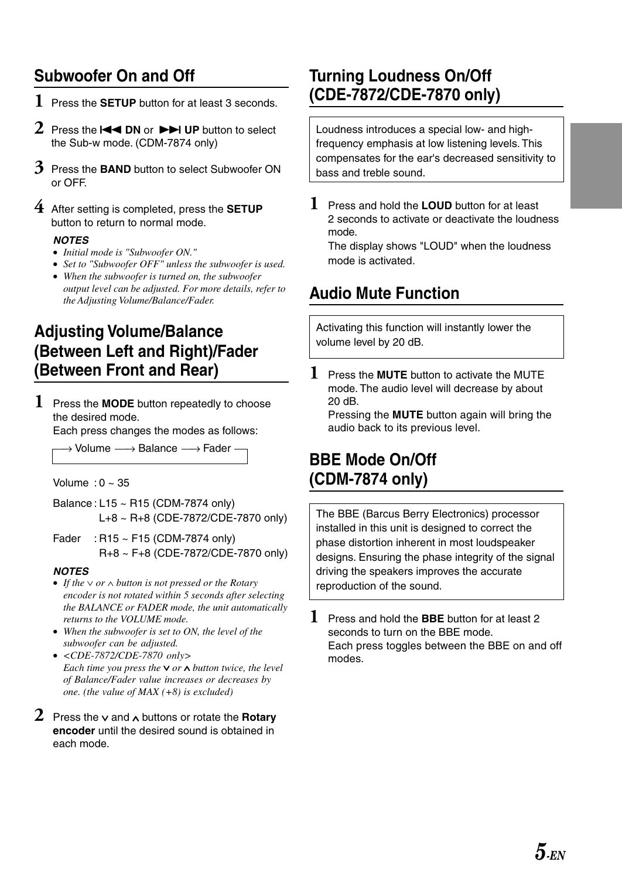## Subwoofer On and Off

1. Press the **SETUP** button for at least 3 seconds.
2. Press the **|◄◄ DN** or **►►| UP** button to select the Sub-w mode. (CDM-7874 only)
3. Press the **BAND** button to select Subwoofer ON or OFF.
4. After setting is completed, press the **SETUP** button to return to normal mode.

***NOTES***

- *Initial mode is "Subwoofer ON."*
- *Set to "Subwoofer OFF" unless the subwoofer is used.*
- *When the subwoofer is turned on, the subwoofer output level can be adjusted. For more details, refer to the Adjusting Volume/Balance/Fader.*

## Adjusting Volume/Balance (Between Left and Right)/Fader (Between Front and Rear)

1. Press the **MODE** button repeatedly to choose the desired mode.
   Each press changes the modes as follows:

   → Volume → Balance → Fader

   Volume : 0 ~ 35

   Balance : L15 ~ R15 (CDM-7874 only)
   L+8 ~ R+8 (CDE-7872/CDE-7870 only)

   Fader : R15 ~ F15 (CDM-7874 only)
   R+8 ~ F+8 (CDE-7872/CDE-7870 only)

   ***NOTES***

   - *If the ∨ or ∧ button is not pressed or the Rotary encoder is not rotated within 5 seconds after selecting the BALANCE or FADER mode, the unit automatically returns to the VOLUME mode.*
   - *When the subwoofer is set to ON, the level of the subwoofer can be adjusted.*
   - *<CDE-7872/CDE-7870 only>*
     *Each time you press the ∨ or ∧ button twice, the level of Balance/Fader value increases or decreases by one. (the value of MAX (+8) is excluded)*

2. Press the ∨ and ∧ buttons or rotate the **Rotary encoder** until the desired sound is obtained in each mode.

## Turning Loudness On/Off (CDE-7872/CDE-7870 only)

Loudness introduces a special low- and high-frequency emphasis at low listening levels. This compensates for the ear's decreased sensitivity to bass and treble sound.

1. Press and hold the **LOUD** button for at least 2 seconds to activate or deactivate the loudness mode.
   The display shows "LOUD" when the loudness mode is activated.

## Audio Mute Function

Activating this function will instantly lower the volume level by 20 dB.

1. Press the **MUTE** button to activate the MUTE mode. The audio level will decrease by about 20 dB.
   Pressing the **MUTE** button again will bring the audio back to its previous level.

## BBE Mode On/Off (CDM-7874 only)

The BBE (Barcus Berry Electronics) processor installed in this unit is designed to correct the phase distortion inherent in most loudspeaker designs. Ensuring the phase integrity of the signal driving the speakers improves the accurate reproduction of the sound.

1. Press and hold the **BBE** button for at least 2 seconds to turn on the BBE mode.
   Each press toggles between the BBE on and off modes.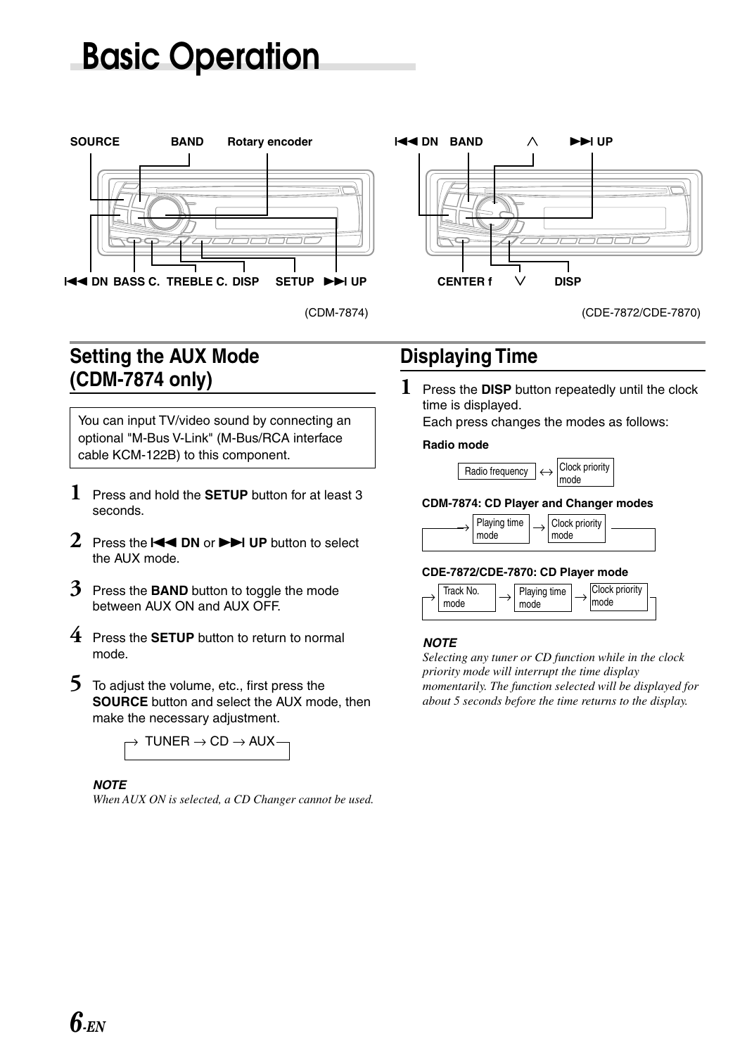# Basic Operation

SOURCE BAND Rotary encoder

I◄◄ DN BASS C. TREBLE C. DISP SETUP ►►I UP

(CDM-7874)

I◄◄ DN BAND ∧ ►►I UP

CENTER f ∨ DISP

(CDE-7872/CDE-7870)

## Setting the AUX Mode (CDM-7874 only)

You can input TV/video sound by connecting an optional "M-Bus V-Link" (M-Bus/RCA interface cable KCM-122B) to this component.

1. Press and hold the **SETUP** button for at least 3 seconds.
2. Press the **I◄◄ DN** or **►►I UP** button to select the AUX mode.
3. Press the **BAND** button to toggle the mode between AUX ON and AUX OFF.
4. Press the **SETUP** button to return to normal mode.
5. To adjust the volume, etc., first press the **SOURCE** button and select the AUX mode, then make the necessary adjustment.

→ TUNER → CD → AUX

***NOTE***

*When AUX ON is selected, a CD Changer cannot be used.*

## Displaying Time

1. Press the **DISP** button repeatedly until the clock time is displayed.
   Each press changes the modes as follows:

**Radio mode**

Radio frequency ↔ Clock priority mode

**CDM-7874: CD Player and Changer modes**

→ Playing time mode → Clock priority mode

**CDE-7872/CDE-7870: CD Player mode**

→ Track No. mode → Playing time mode → Clock priority mode

***NOTE***

*Selecting any tuner or CD function while in the clock priority mode will interrupt the time display momentarily. The function selected will be displayed for about 5 seconds before the time returns to the display.*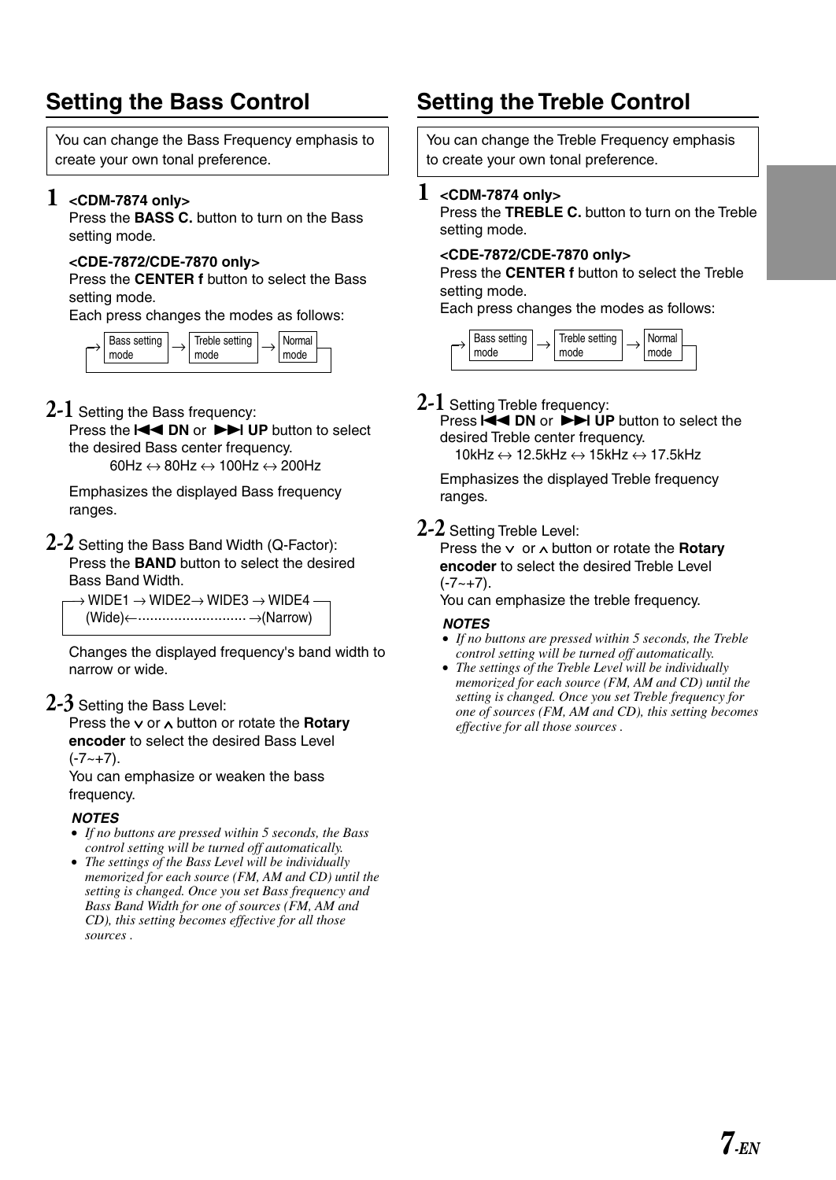## Setting the Bass Control

You can change the Bass Frequency emphasis to create your own tonal preference.

**1** **<CDM-7874 only>**
Press the **BASS C.** button to turn on the Bass setting mode.

**<CDE-7872/CDE-7870 only>**
Press the **CENTER f** button to select the Bass setting mode.
Each press changes the modes as follows:

→ Bass setting mode → Treble setting mode → Normal mode

**2-1** Setting the Bass frequency:
Press the **I◀◀ DN** or **▶▶I UP** button to select the desired Bass center frequency.

60Hz ↔ 80Hz ↔ 100Hz ↔ 200Hz

Emphasizes the displayed Bass frequency ranges.

**2-2** Setting the Bass Band Width (Q-Factor):
Press the **BAND** button to select the desired Bass Band Width.

→ WIDE1 → WIDE2→ WIDE3 → WIDE4
(Wide)←·························· →(Narrow)

Changes the displayed frequency's band width to narrow or wide.

**2-3** Setting the Bass Level:
Press the ∨ or ∧ button or rotate the **Rotary encoder** to select the desired Bass Level (-7~+7).
You can emphasize or weaken the bass frequency.

***NOTES***

- *If no buttons are pressed within 5 seconds, the Bass control setting will be turned off automatically.*
- *The settings of the Bass Level will be individually memorized for each source (FM, AM and CD) until the setting is changed. Once you set Bass frequency and Bass Band Width for one of sources (FM, AM and CD), this setting becomes effective for all those sources .*

## Setting the Treble Control

You can change the Treble Frequency emphasis to create your own tonal preference.

**1** **<CDM-7874 only>**
Press the **TREBLE C.** button to turn on the Treble setting mode.

**<CDE-7872/CDE-7870 only>**
Press the **CENTER f** button to select the Treble setting mode.
Each press changes the modes as follows:

→ Bass setting mode → Treble setting mode → Normal mode

**2-1** Setting Treble frequency:
Press **I◀◀ DN** or **▶▶I UP** button to select the desired Treble center frequency.

10kHz ↔ 12.5kHz ↔ 15kHz ↔ 17.5kHz

Emphasizes the displayed Treble frequency ranges.

**2-2** Setting Treble Level:
Press the ∨ or ∧ button or rotate the **Rotary encoder** to select the desired Treble Level (-7~+7).
You can emphasize the treble frequency.

***NOTES***

- *If no buttons are pressed within 5 seconds, the Treble control setting will be turned off automatically.*
- *The settings of the Treble Level will be individually memorized for each source (FM, AM and CD) until the setting is changed. Once you set Treble frequency for one of sources (FM, AM and CD), this setting becomes effective for all those sources .*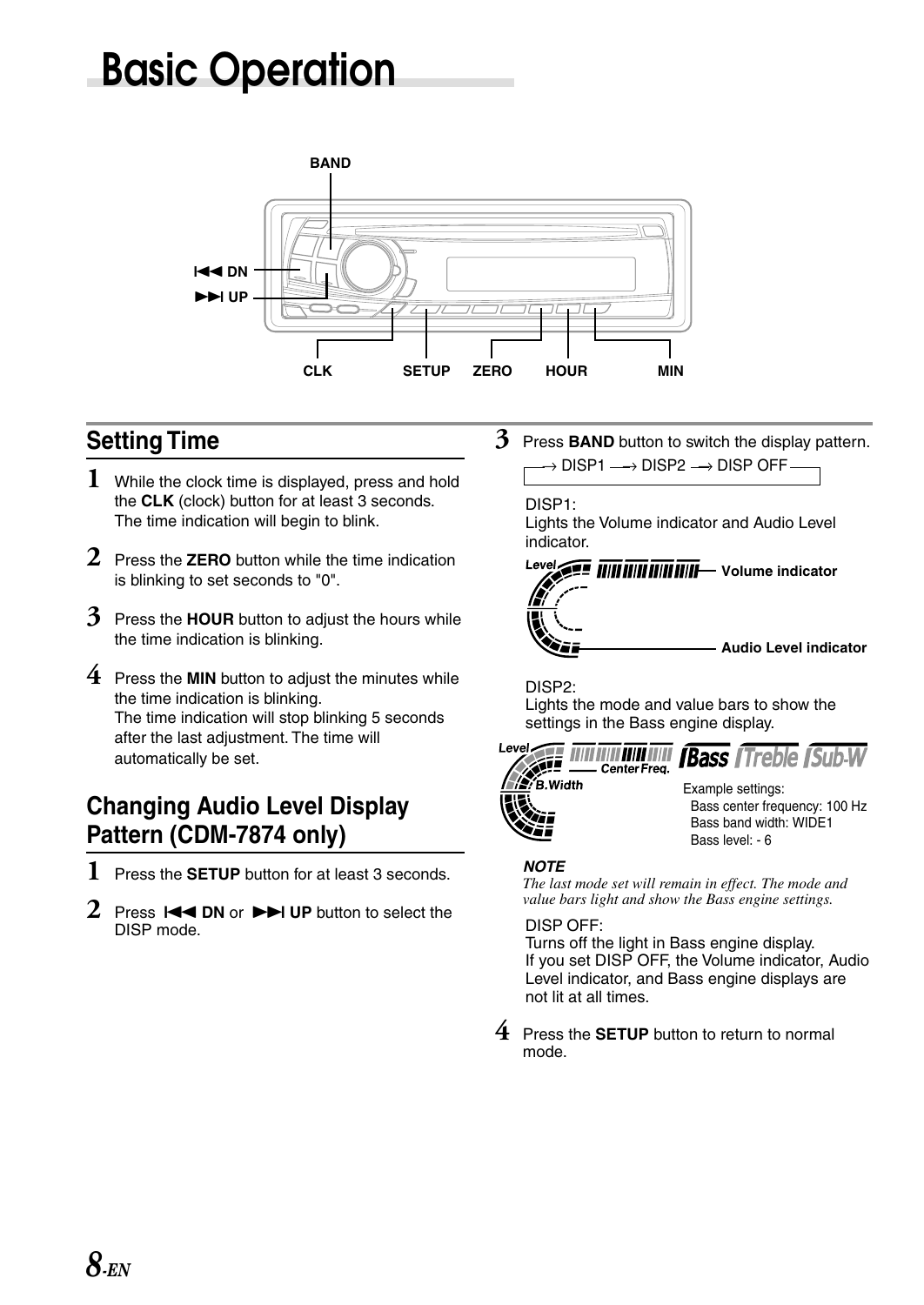# Basic Operation

BAND

I◄◄ DN

►►I UP

CLK SETUP ZERO HOUR MIN

## Setting Time

1. While the clock time is displayed, press and hold the **CLK** (clock) button for at least 3 seconds.
   The time indication will begin to blink.
2. Press the **ZERO** button while the time indication is blinking to set seconds to "0".
3. Press the **HOUR** button to adjust the hours while the time indication is blinking.
4. Press the **MIN** button to adjust the minutes while the time indication is blinking.
   The time indication will stop blinking 5 seconds after the last adjustment. The time will automatically be set.

## Changing Audio Level Display Pattern (CDM-7874 only)

1. Press the **SETUP** button for at least 3 seconds.
2. Press **I◄◄ DN** or **►►I UP** button to select the DISP mode.
3. Press **BAND** button to switch the display pattern.

   → DISP1 → DISP2 → DISP OFF

   DISP1:
   Lights the Volume indicator and Audio Level indicator.

   Level — Volume indicator — Audio Level indicator

   DISP2:
   Lights the mode and value bars to show the settings in the Bass engine display.

   Level — Center Freq. — B.Width — Bass — Treble — Sub-W

   Example settings:
   Bass center frequency: 100 Hz
   Bass band width: WIDE1
   Bass level: - 6

   ***NOTE***
   *The last mode set will remain in effect. The mode and value bars light and show the Bass engine settings.*

   DISP OFF:
   Turns off the light in Bass engine display.
   If you set DISP OFF, the Volume indicator, Audio Level indicator, and Bass engine displays are not lit at all times.
4. Press the **SETUP** button to return to normal mode.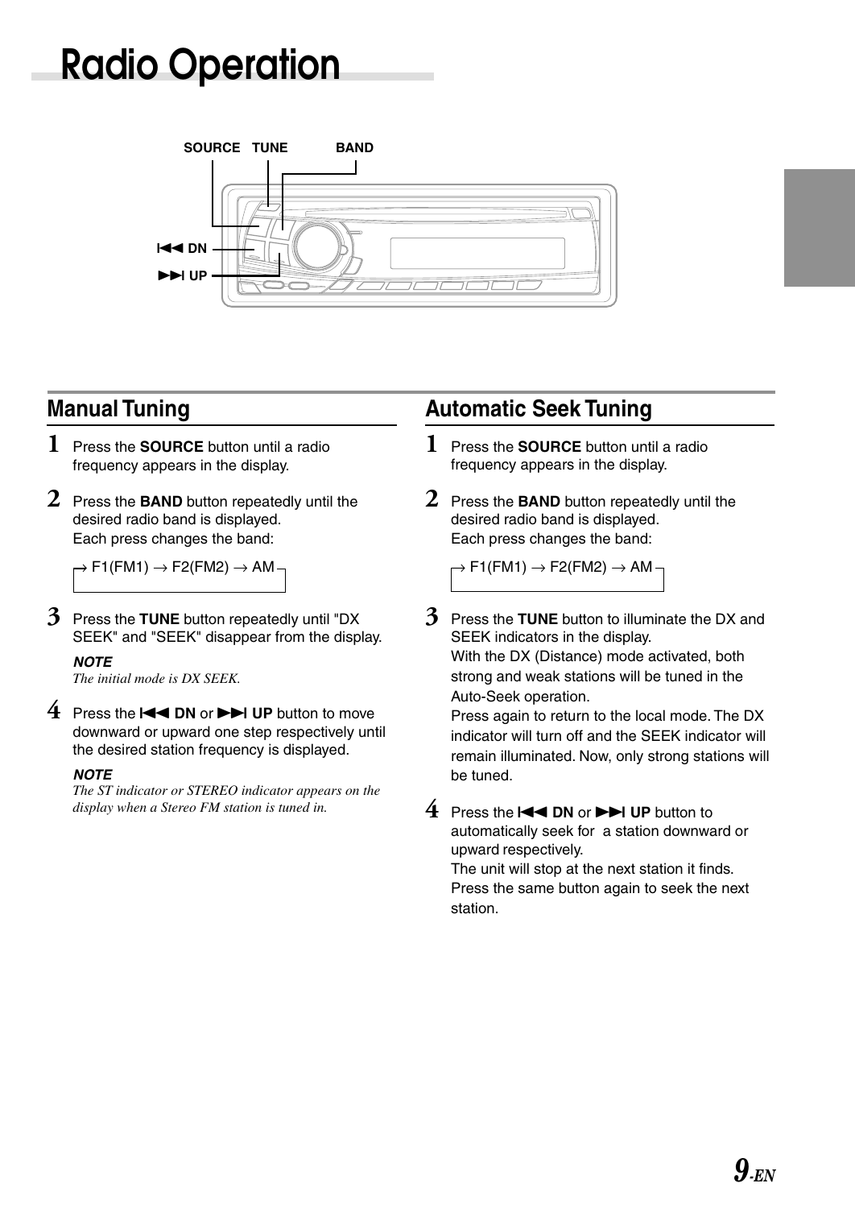# Radio Operation

SOURCE TUNE BAND

I◀◀ DN

▶▶I UP

## Manual Tuning

**1** Press the **SOURCE** button until a radio frequency appears in the display.

**2** Press the **BAND** button repeatedly until the desired radio band is displayed.
Each press changes the band:

→ F1(FM1) → F2(FM2) → AM

**3** Press the **TUNE** button repeatedly until "DX SEEK" and "SEEK" disappear from the display.

***NOTE***
*The initial mode is DX SEEK.*

**4** Press the **I◀◀ DN** or **▶▶I UP** button to move downward or upward one step respectively until the desired station frequency is displayed.

***NOTE***
*The ST indicator or STEREO indicator appears on the display when a Stereo FM station is tuned in.*

## Automatic Seek Tuning

**1** Press the **SOURCE** button until a radio frequency appears in the display.

**2** Press the **BAND** button repeatedly until the desired radio band is displayed.
Each press changes the band:

→ F1(FM1) → F2(FM2) → AM

**3** Press the **TUNE** button to illuminate the DX and SEEK indicators in the display.
With the DX (Distance) mode activated, both strong and weak stations will be tuned in the Auto-Seek operation.
Press again to return to the local mode. The DX indicator will turn off and the SEEK indicator will remain illuminated. Now, only strong stations will be tuned.

**4** Press the **I◀◀ DN** or **▶▶I UP** button to automatically seek for a station downward or upward respectively.
The unit will stop at the next station it finds. Press the same button again to seek the next station.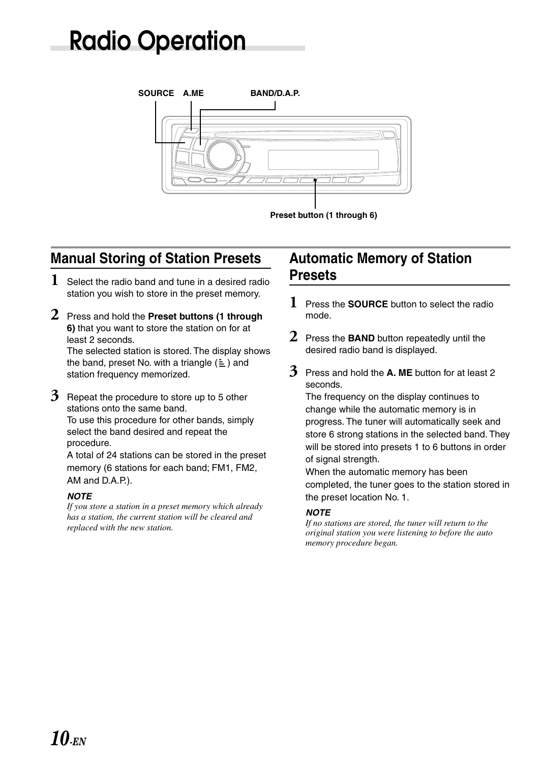# Radio Operation

SOURCE A.ME BAND/D.A.P.

Preset button (1 through 6)

## Manual Storing of Station Presets

**1** Select the radio band and tune in a desired radio station you wish to store in the preset memory.

**2** Press and hold the **Preset buttons (1 through 6)** that you want to store the station on for at least 2 seconds.
The selected station is stored. The display shows the band, preset No. with a triangle (≚) and station frequency memorized.

**3** Repeat the procedure to store up to 5 other stations onto the same band.
To use this procedure for other bands, simply select the band desired and repeat the procedure.
A total of 24 stations can be stored in the preset memory (6 stations for each band; FM1, FM2, AM and D.A.P.).

***NOTE***
*If you store a station in a preset memory which already has a station, the current station will be cleared and replaced with the new station.*

## Automatic Memory of Station Presets

**1** Press the **SOURCE** button to select the radio mode.

**2** Press the **BAND** button repeatedly until the desired radio band is displayed.

**3** Press and hold the **A. ME** button for at least 2 seconds.
The frequency on the display continues to change while the automatic memory is in progress. The tuner will automatically seek and store 6 strong stations in the selected band. They will be stored into presets 1 to 6 buttons in order of signal strength.
When the automatic memory has been completed, the tuner goes to the station stored in the preset location No. 1.

***NOTE***
*If no stations are stored, the tuner will return to the original station you were listening to before the auto memory procedure began.*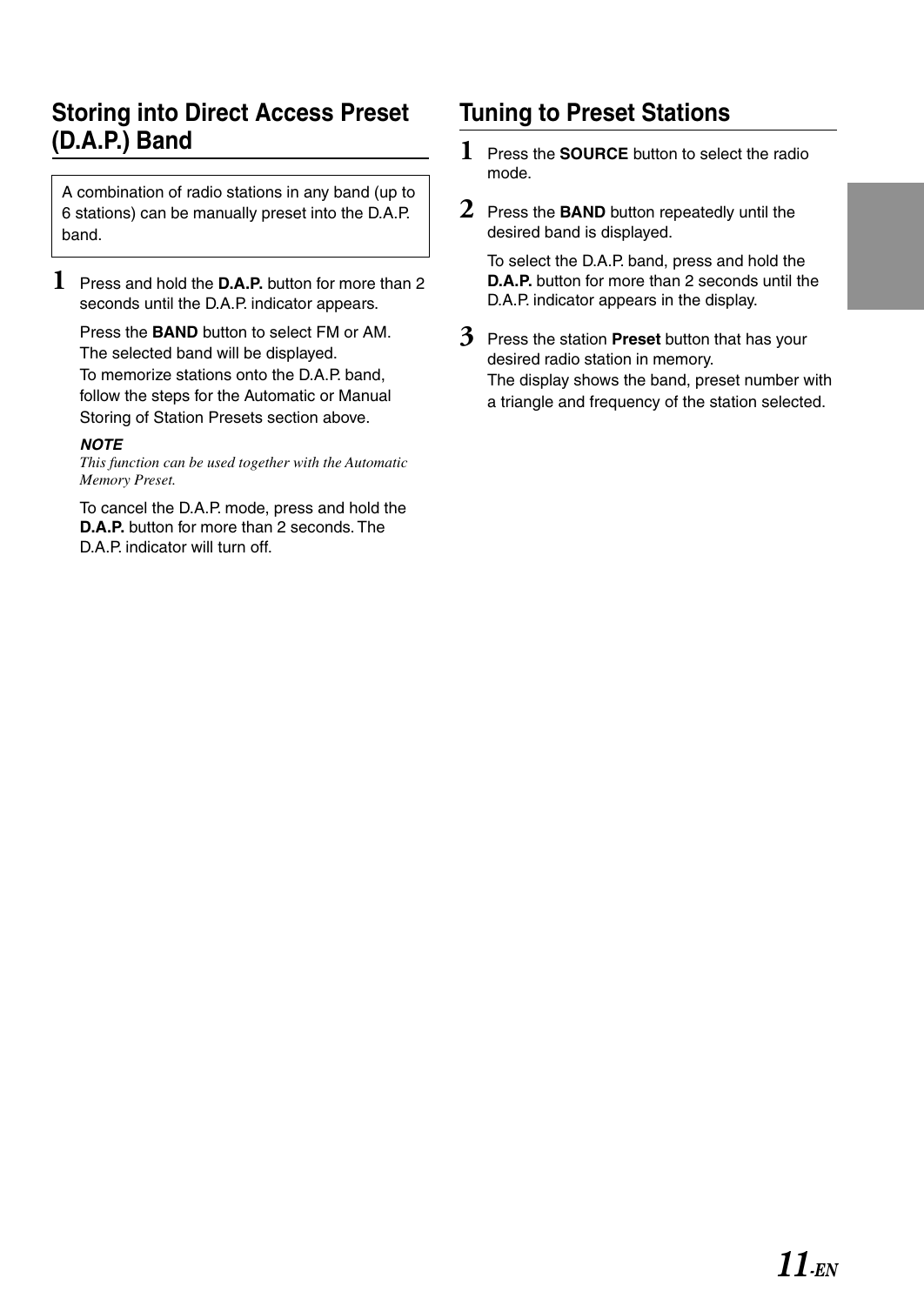## Storing into Direct Access Preset (D.A.P.) Band

A combination of radio stations in any band (up to 6 stations) can be manually preset into the D.A.P. band.

**1** Press and hold the **D.A.P.** button for more than 2 seconds until the D.A.P. indicator appears.

Press the **BAND** button to select FM or AM. The selected band will be displayed.
To memorize stations onto the D.A.P. band, follow the steps for the Automatic or Manual Storing of Station Presets section above.

***NOTE***
*This function can be used together with the Automatic Memory Preset.*

To cancel the D.A.P. mode, press and hold the **D.A.P.** button for more than 2 seconds. The D.A.P. indicator will turn off.

## Tuning to Preset Stations

**1** Press the **SOURCE** button to select the radio mode.

**2** Press the **BAND** button repeatedly until the desired band is displayed.

To select the D.A.P. band, press and hold the **D.A.P.** button for more than 2 seconds until the D.A.P. indicator appears in the display.

**3** Press the station **Preset** button that has your desired radio station in memory.
The display shows the band, preset number with a triangle and frequency of the station selected.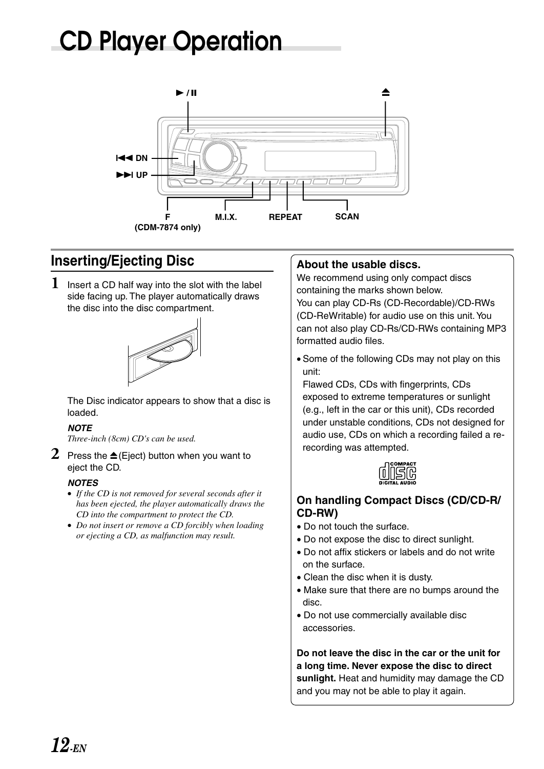# CD Player Operation

▶/II

⏏

|◀◀ DN

▶▶| UP

F (CDM-7874 only)

M.I.X.

REPEAT

SCAN

## Inserting/Ejecting Disc

**1** Insert a CD half way into the slot with the label side facing up. The player automatically draws the disc into the disc compartment.

The Disc indicator appears to show that a disc is loaded.

***NOTE***

*Three-inch (8cm) CD's can be used.*

**2** Press the ⏏(Eject) button when you want to eject the CD.

***NOTES***

- *If the CD is not removed for several seconds after it has been ejected, the player automatically draws the CD into the compartment to protect the CD.*
- *Do not insert or remove a CD forcibly when loading or ejecting a CD, as malfunction may result.*

### About the usable discs.

We recommend using only compact discs containing the marks shown below.

You can play CD-Rs (CD-Recordable)/CD-RWs (CD-ReWritable) for audio use on this unit. You can not also play CD-Rs/CD-RWs containing MP3 formatted audio files.

- Some of the following CDs may not play on this unit:
  Flawed CDs, CDs with fingerprints, CDs exposed to extreme temperatures or sunlight (e.g., left in the car or this unit), CDs recorded under unstable conditions, CDs not designed for audio use, CDs on which a recording failed a re-recording was attempted.

COMPACT disc DIGITAL AUDIO

### On handling Compact Discs (CD/CD-R/CD-RW)

- Do not touch the surface.
- Do not expose the disc to direct sunlight.
- Do not affix stickers or labels and do not write on the surface.
- Clean the disc when it is dusty.
- Make sure that there are no bumps around the disc.
- Do not use commercially available disc accessories.

**Do not leave the disc in the car or the unit for a long time. Never expose the disc to direct sunlight.** Heat and humidity may damage the CD and you may not be able to play it again.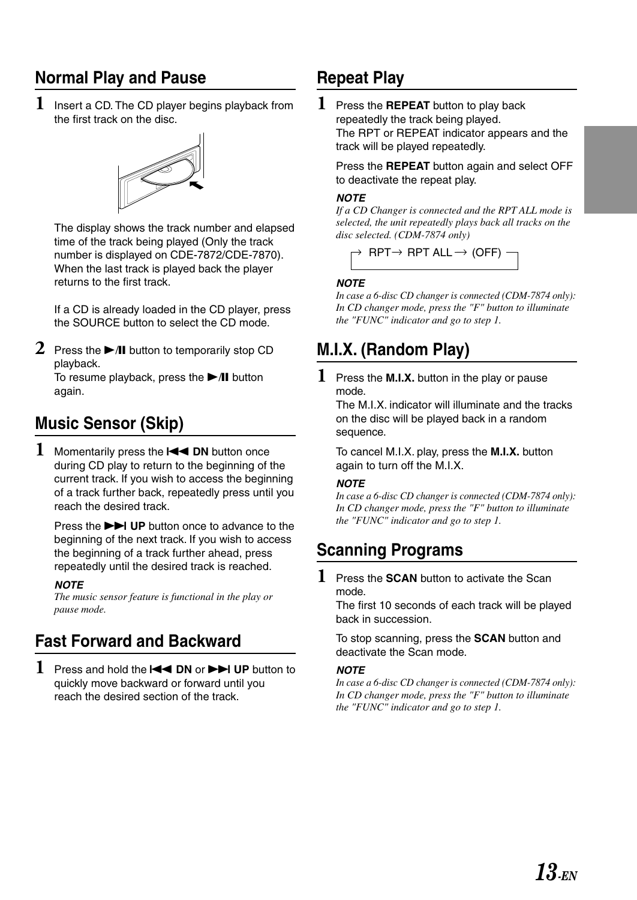## Normal Play and Pause

**1** Insert a CD. The CD player begins playback from the first track on the disc.

The display shows the track number and elapsed time of the track being played (Only the track number is displayed on CDE-7872/CDE-7870). When the last track is played back the player returns to the first track.

If a CD is already loaded in the CD player, press the SOURCE button to select the CD mode.

**2** Press the ►/II button to temporarily stop CD playback.
To resume playback, press the ►/II button again.

## Music Sensor (Skip)

**1** Momentarily press the **I◄◄ DN** button once during CD play to return to the beginning of the current track. If you wish to access the beginning of a track further back, repeatedly press until you reach the desired track.

Press the **►►I UP** button once to advance to the beginning of the next track. If you wish to access the beginning of a track further ahead, press repeatedly until the desired track is reached.

***NOTE***
*The music sensor feature is functional in the play or pause mode.*

## Fast Forward and Backward

**1** Press and hold the **I◄◄ DN** or **►►I UP** button to quickly move backward or forward until you reach the desired section of the track.

## Repeat Play

**1** Press the **REPEAT** button to play back repeatedly the track being played.
The RPT or REPEAT indicator appears and the track will be played repeatedly.

Press the **REPEAT** button again and select OFF to deactivate the repeat play.

***NOTE***
*If a CD Changer is connected and the RPT ALL mode is selected, the unit repeatedly plays back all tracks on the disc selected. (CDM-7874 only)*

→ RPT → RPT ALL → (OFF)

***NOTE***
*In case a 6-disc CD changer is connected (CDM-7874 only): In CD changer mode, press the "F" button to illuminate the "FUNC" indicator and go to step 1.*

## M.I.X. (Random Play)

**1** Press the **M.I.X.** button in the play or pause mode.
The M.I.X. indicator will illuminate and the tracks on the disc will be played back in a random sequence.

To cancel M.I.X. play, press the **M.I.X.** button again to turn off the M.I.X.

***NOTE***
*In case a 6-disc CD changer is connected (CDM-7874 only): In CD changer mode, press the "F" button to illuminate the "FUNC" indicator and go to step 1.*

## Scanning Programs

**1** Press the **SCAN** button to activate the Scan mode.
The first 10 seconds of each track will be played back in succession.

To stop scanning, press the **SCAN** button and deactivate the Scan mode.

***NOTE***
*In case a 6-disc CD changer is connected (CDM-7874 only): In CD changer mode, press the "F" button to illuminate the "FUNC" indicator and go to step 1.*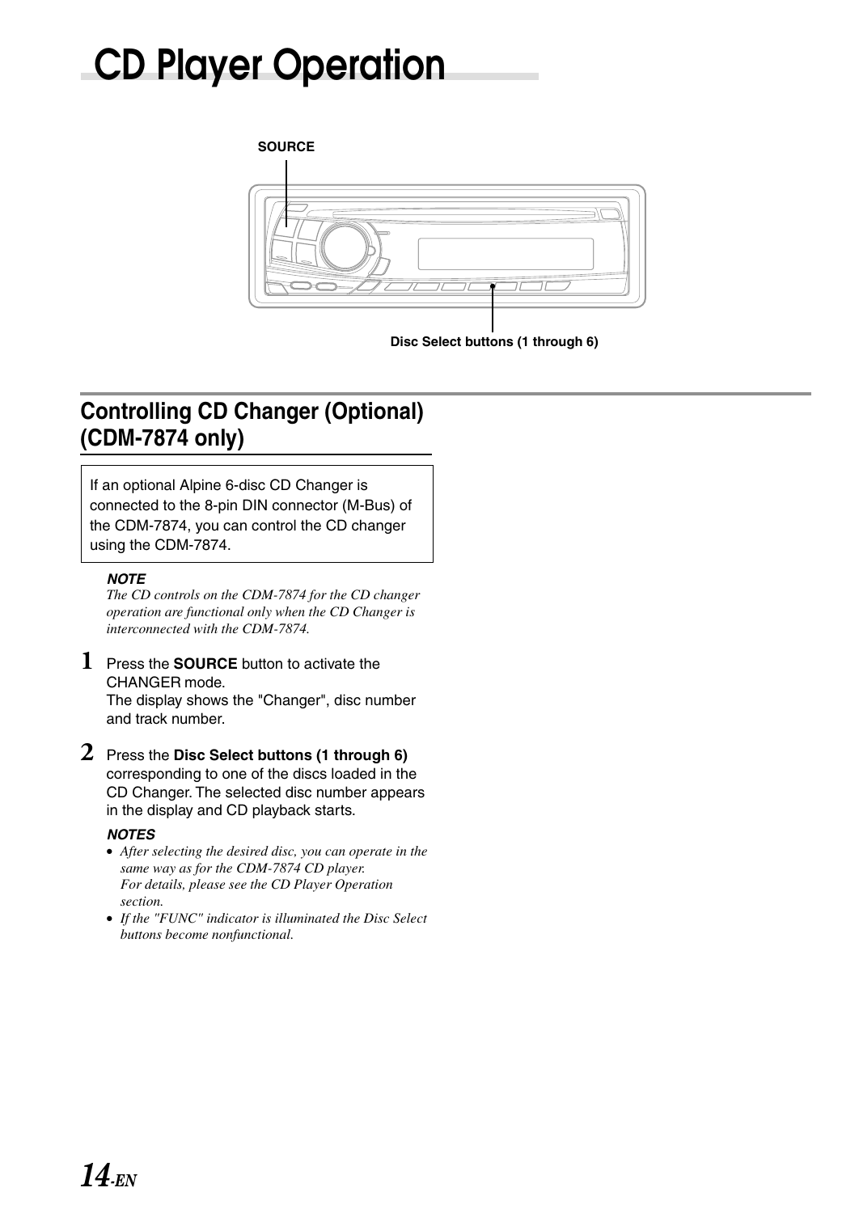# CD Player Operation

SOURCE

Disc Select buttons (1 through 6)

## Controlling CD Changer (Optional) (CDM-7874 only)

If an optional Alpine 6-disc CD Changer is connected to the 8-pin DIN connector (M-Bus) of the CDM-7874, you can control the CD changer using the CDM-7874.

***NOTE***

*The CD controls on the CDM-7874 for the CD changer operation are functional only when the CD Changer is interconnected with the CDM-7874.*

**1** Press the **SOURCE** button to activate the CHANGER mode.
The display shows the "Changer", disc number and track number.

**2** Press the **Disc Select buttons (1 through 6)** corresponding to one of the discs loaded in the CD Changer. The selected disc number appears in the display and CD playback starts.

***NOTES***

- *After selecting the desired disc, you can operate in the same way as for the CDM-7874 CD player.*
  *For details, please see the CD Player Operation section.*
- *If the "FUNC" indicator is illuminated the Disc Select buttons become nonfunctional.*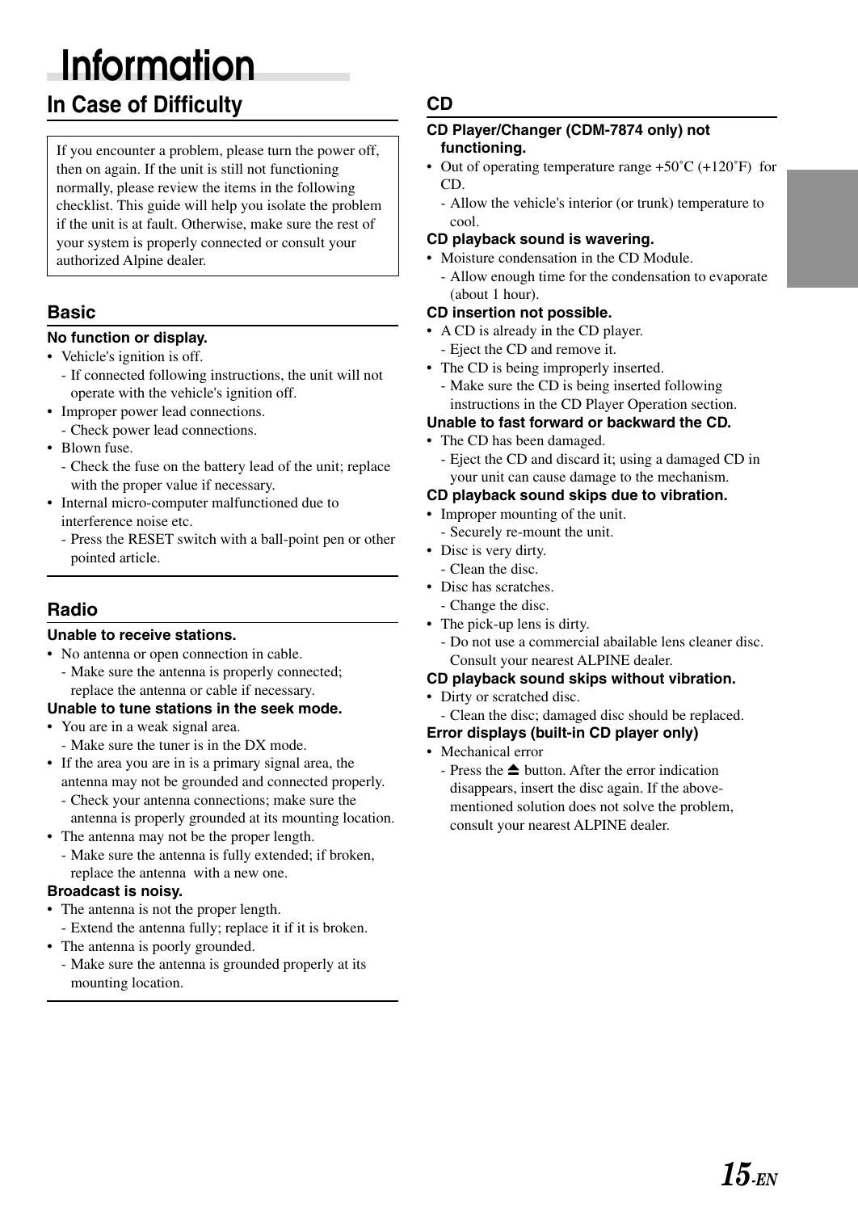# Information

## In Case of Difficulty

If you encounter a problem, please turn the power off, then on again. If the unit is still not functioning normally, please review the items in the following checklist. This guide will help you isolate the problem if the unit is at fault. Otherwise, make sure the rest of your system is properly connected or consult your authorized Alpine dealer.

### Basic

**No function or display.**

- Vehicle's ignition is off.
  - If connected following instructions, the unit will not operate with the vehicle's ignition off.
- Improper power lead connections.
  - Check power lead connections.
- Blown fuse.
  - Check the fuse on the battery lead of the unit; replace with the proper value if necessary.
- Internal micro-computer malfunctioned due to interference noise etc.
  - Press the RESET switch with a ball-point pen or other pointed article.

### Radio

**Unable to receive stations.**

- No antenna or open connection in cable.
  - Make sure the antenna is properly connected; replace the antenna or cable if necessary.

**Unable to tune stations in the seek mode.**

- You are in a weak signal area.
  - Make sure the tuner is in the DX mode.
- If the area you are in is a primary signal area, the antenna may not be grounded and connected properly.
  - Check your antenna connections; make sure the antenna is properly grounded at its mounting location.
- The antenna may not be the proper length.
  - Make sure the antenna is fully extended; if broken, replace the antenna with a new one.

**Broadcast is noisy.**

- The antenna is not the proper length.
  - Extend the antenna fully; replace it if it is broken.
- The antenna is poorly grounded.
  - Make sure the antenna is grounded properly at its mounting location.

### CD

**CD Player/Changer (CDM-7874 only) not functioning.**

- Out of operating temperature range +50˚C (+120˚F) for CD.
  - Allow the vehicle's interior (or trunk) temperature to cool.

**CD playback sound is wavering.**

- Moisture condensation in the CD Module.
  - Allow enough time for the condensation to evaporate (about 1 hour).

**CD insertion not possible.**

- A CD is already in the CD player.
  - Eject the CD and remove it.
- The CD is being improperly inserted.
  - Make sure the CD is being inserted following instructions in the CD Player Operation section.

**Unable to fast forward or backward the CD.**

- The CD has been damaged.
  - Eject the CD and discard it; using a damaged CD in your unit can cause damage to the mechanism.

**CD playback sound skips due to vibration.**

- Improper mounting of the unit.
  - Securely re-mount the unit.
- Disc is very dirty.
  - Clean the disc.
- Disc has scratches.
  - Change the disc.
- The pick-up lens is dirty.
  - Do not use a commercial abailable lens cleaner disc. Consult your nearest ALPINE dealer.

**CD playback sound skips without vibration.**

- Dirty or scratched disc.
  - Clean the disc; damaged disc should be replaced.

**Error displays (built-in CD player only)**

- Mechanical error
  - Press the ⏏ button. After the error indication disappears, insert the disc again. If the above-mentioned solution does not solve the problem, consult your nearest ALPINE dealer.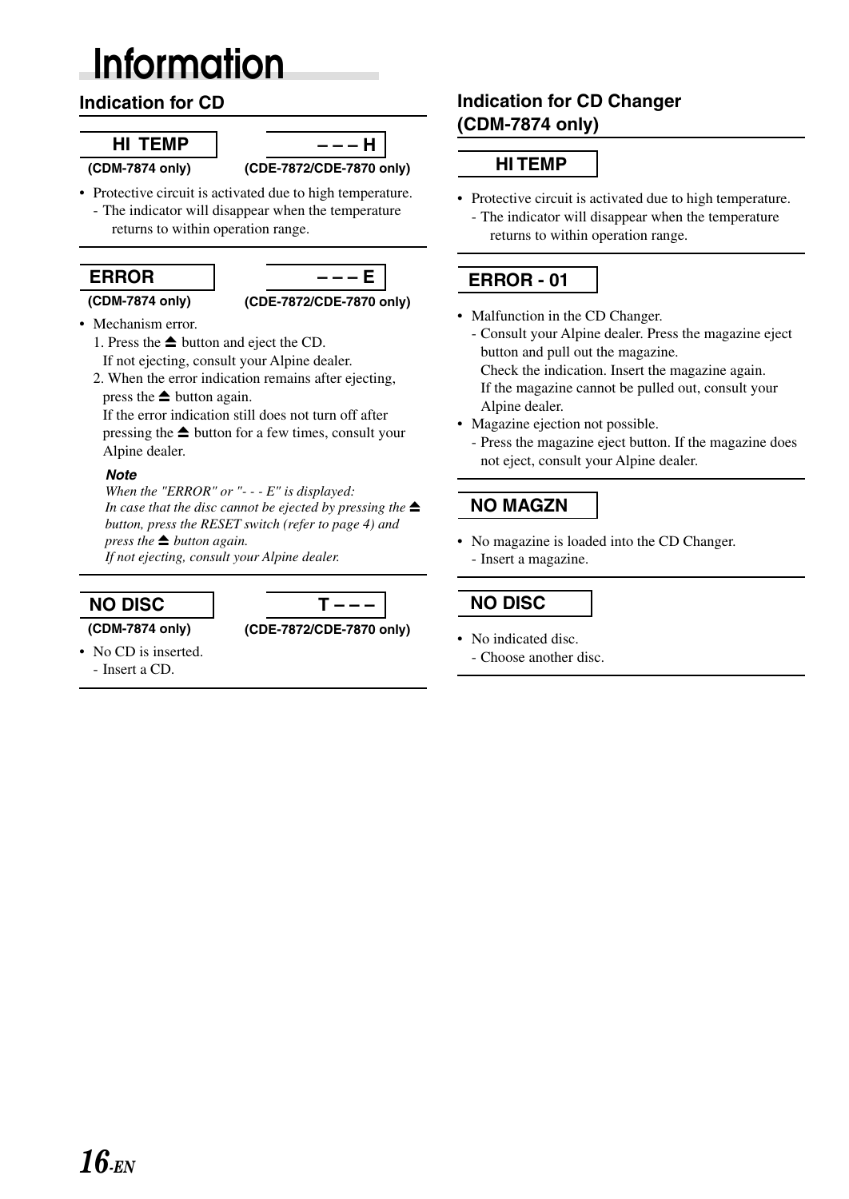# Information

## Indication for CD

**HI TEMP** (CDM-7874 only) **– – – H** (CDE-7872/CDE-7870 only)

- Protective circuit is activated due to high temperature.
  - The indicator will disappear when the temperature returns to within operation range.

**ERROR** (CDM-7874 only) **– – – E** (CDE-7872/CDE-7870 only)

- Mechanism error.
  1. Press the ⏏ button and eject the CD.
     If not ejecting, consult your Alpine dealer.
  2. When the error indication remains after ejecting, press the ⏏ button again.
     If the error indication still does not turn off after pressing the ⏏ button for a few times, consult your Alpine dealer.

***Note***

*When the "ERROR" or "- - - E" is displayed:*
*In case that the disc cannot be ejected by pressing the ⏏ button, press the RESET switch (refer to page 4) and press the ⏏ button again.*
*If not ejecting, consult your Alpine dealer.*

**NO DISC** (CDM-7874 only) **T – – –** (CDE-7872/CDE-7870 only)

- No CD is inserted.
  - Insert a CD.

## Indication for CD Changer (CDM-7874 only)

**HI TEMP**

- Protective circuit is activated due to high temperature.
  - The indicator will disappear when the temperature returns to within operation range.

**ERROR - 01**

- Malfunction in the CD Changer.
  - Consult your Alpine dealer. Press the magazine eject button and pull out the magazine.
    Check the indication. Insert the magazine again.
    If the magazine cannot be pulled out, consult your Alpine dealer.
- Magazine ejection not possible.
  - Press the magazine eject button. If the magazine does not eject, consult your Alpine dealer.

**NO MAGZN**

- No magazine is loaded into the CD Changer.
  - Insert a magazine.

**NO DISC**

- No indicated disc.
  - Choose another disc.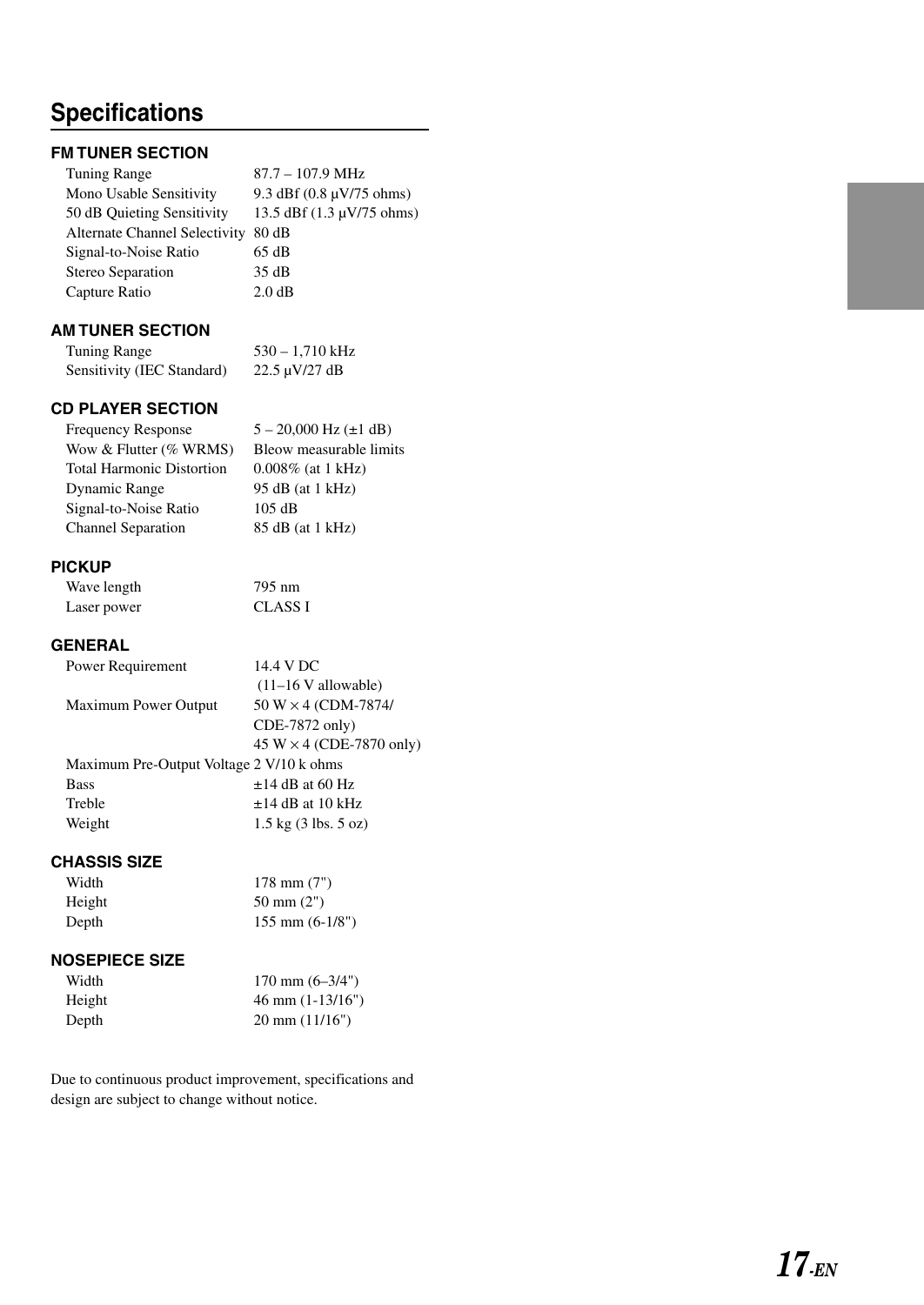## Specifications

### FM TUNER SECTION

| | |
|---|---|
| Tuning Range | 87.7 – 107.9 MHz |
| Mono Usable Sensitivity | 9.3 dBf (0.8 µV/75 ohms) |
| 50 dB Quieting Sensitivity | 13.5 dBf (1.3 µV/75 ohms) |
| Alternate Channel Selectivity | 80 dB |
| Signal-to-Noise Ratio | 65 dB |
| Stereo Separation | 35 dB |
| Capture Ratio | 2.0 dB |

### AM TUNER SECTION

| | |
|---|---|
| Tuning Range | 530 – 1,710 kHz |
| Sensitivity (IEC Standard) | 22.5 µV/27 dB |

### CD PLAYER SECTION

| | |
|---|---|
| Frequency Response | 5 – 20,000 Hz (±1 dB) |
| Wow & Flutter (% WRMS) | Bleow measurable limits |
| Total Harmonic Distortion | 0.008% (at 1 kHz) |
| Dynamic Range | 95 dB (at 1 kHz) |
| Signal-to-Noise Ratio | 105 dB |
| Channel Separation | 85 dB (at 1 kHz) |

### PICKUP

| | |
|---|---|
| Wave length | 795 nm |
| Laser power | CLASS I |

### GENERAL

| | |
|---|---|
| Power Requirement | 14.4 V DC (11–16 V allowable) |
| Maximum Power Output | 50 W × 4 (CDM-7874/ CDE-7872 only) 45 W × 4 (CDE-7870 only) |
| Maximum Pre-Output Voltage | 2 V/10 k ohms |
| Bass | ±14 dB at 60 Hz |
| Treble | ±14 dB at 10 kHz |
| Weight | 1.5 kg (3 lbs. 5 oz) |

### CHASSIS SIZE

| | |
|---|---|
| Width | 178 mm (7") |
| Height | 50 mm (2") |
| Depth | 155 mm (6-1/8") |

### NOSEPIECE SIZE

| | |
|---|---|
| Width | 170 mm (6–3/4") |
| Height | 46 mm (1-13/16") |
| Depth | 20 mm (11/16") |

Due to continuous product improvement, specifications and design are subject to change without notice.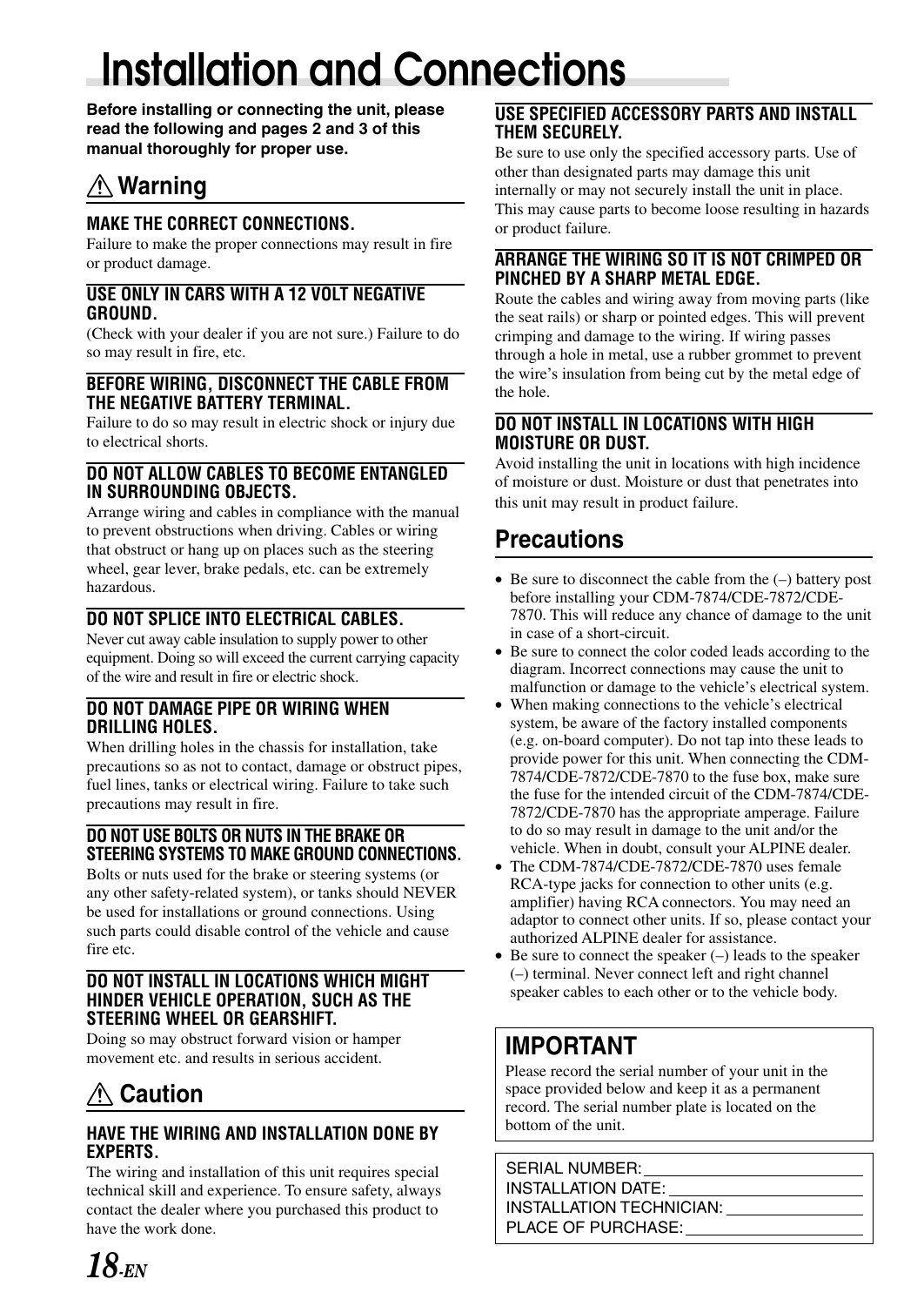# Installation and Connections

**Before installing or connecting the unit, please read the following and pages 2 and 3 of this manual thoroughly for proper use.**

## ⚠ Warning

### MAKE THE CORRECT CONNECTIONS.

Failure to make the proper connections may result in fire or product damage.

### USE ONLY IN CARS WITH A 12 VOLT NEGATIVE GROUND.

(Check with your dealer if you are not sure.) Failure to do so may result in fire, etc.

### BEFORE WIRING, DISCONNECT THE CABLE FROM THE NEGATIVE BATTERY TERMINAL.

Failure to do so may result in electric shock or injury due to electrical shorts.

### DO NOT ALLOW CABLES TO BECOME ENTANGLED IN SURROUNDING OBJECTS.

Arrange wiring and cables in compliance with the manual to prevent obstructions when driving. Cables or wiring that obstruct or hang up on places such as the steering wheel, gear lever, brake pedals, etc. can be extremely hazardous.

### DO NOT SPLICE INTO ELECTRICAL CABLES.

Never cut away cable insulation to supply power to other equipment. Doing so will exceed the current carrying capacity of the wire and result in fire or electric shock.

### DO NOT DAMAGE PIPE OR WIRING WHEN DRILLING HOLES.

When drilling holes in the chassis for installation, take precautions so as not to contact, damage or obstruct pipes, fuel lines, tanks or electrical wiring. Failure to take such precautions may result in fire.

### DO NOT USE BOLTS OR NUTS IN THE BRAKE OR STEERING SYSTEMS TO MAKE GROUND CONNECTIONS.

Bolts or nuts used for the brake or steering systems (or any other safety-related system), or tanks should NEVER be used for installations or ground connections. Using such parts could disable control of the vehicle and cause fire etc.

### DO NOT INSTALL IN LOCATIONS WHICH MIGHT HINDER VEHICLE OPERATION, SUCH AS THE STEERING WHEEL OR GEARSHIFT.

Doing so may obstruct forward vision or hamper movement etc. and results in serious accident.

## ⚠ Caution

### HAVE THE WIRING AND INSTALLATION DONE BY EXPERTS.

The wiring and installation of this unit requires special technical skill and experience. To ensure safety, always contact the dealer where you purchased this product to have the work done.

### USE SPECIFIED ACCESSORY PARTS AND INSTALL THEM SECURELY.

Be sure to use only the specified accessory parts. Use of other than designated parts may damage this unit internally or may not securely install the unit in place. This may cause parts to become loose resulting in hazards or product failure.

### ARRANGE THE WIRING SO IT IS NOT CRIMPED OR PINCHED BY A SHARP METAL EDGE.

Route the cables and wiring away from moving parts (like the seat rails) or sharp or pointed edges. This will prevent crimping and damage to the wiring. If wiring passes through a hole in metal, use a rubber grommet to prevent the wire's insulation from being cut by the metal edge of the hole.

### DO NOT INSTALL IN LOCATIONS WITH HIGH MOISTURE OR DUST.

Avoid installing the unit in locations with high incidence of moisture or dust. Moisture or dust that penetrates into this unit may result in product failure.

## Precautions

- Be sure to disconnect the cable from the (–) battery post before installing your CDM-7874/CDE-7872/CDE-7870. This will reduce any chance of damage to the unit in case of a short-circuit.
- Be sure to connect the color coded leads according to the diagram. Incorrect connections may cause the unit to malfunction or damage to the vehicle's electrical system.
- When making connections to the vehicle's electrical system, be aware of the factory installed components (e.g. on-board computer). Do not tap into these leads to provide power for this unit. When connecting the CDM-7874/CDE-7872/CDE-7870 to the fuse box, make sure the fuse for the intended circuit of the CDM-7874/CDE-7872/CDE-7870 has the appropriate amperage. Failure to do so may result in damage to the unit and/or the vehicle. When in doubt, consult your ALPINE dealer.
- The CDM-7874/CDE-7872/CDE-7870 uses female RCA-type jacks for connection to other units (e.g. amplifier) having RCA connectors. You may need an adaptor to connect other units. If so, please contact your authorized ALPINE dealer for assistance.
- Be sure to connect the speaker (–) leads to the speaker (–) terminal. Never connect left and right channel speaker cables to each other or to the vehicle body.

## IMPORTANT

Please record the serial number of your unit in the space provided below and keep it as a permanent record. The serial number plate is located on the bottom of the unit.

SERIAL NUMBER: ____________________
INSTALLATION DATE: ____________________
INSTALLATION TECHNICIAN: ____________________
PLACE OF PURCHASE: ____________________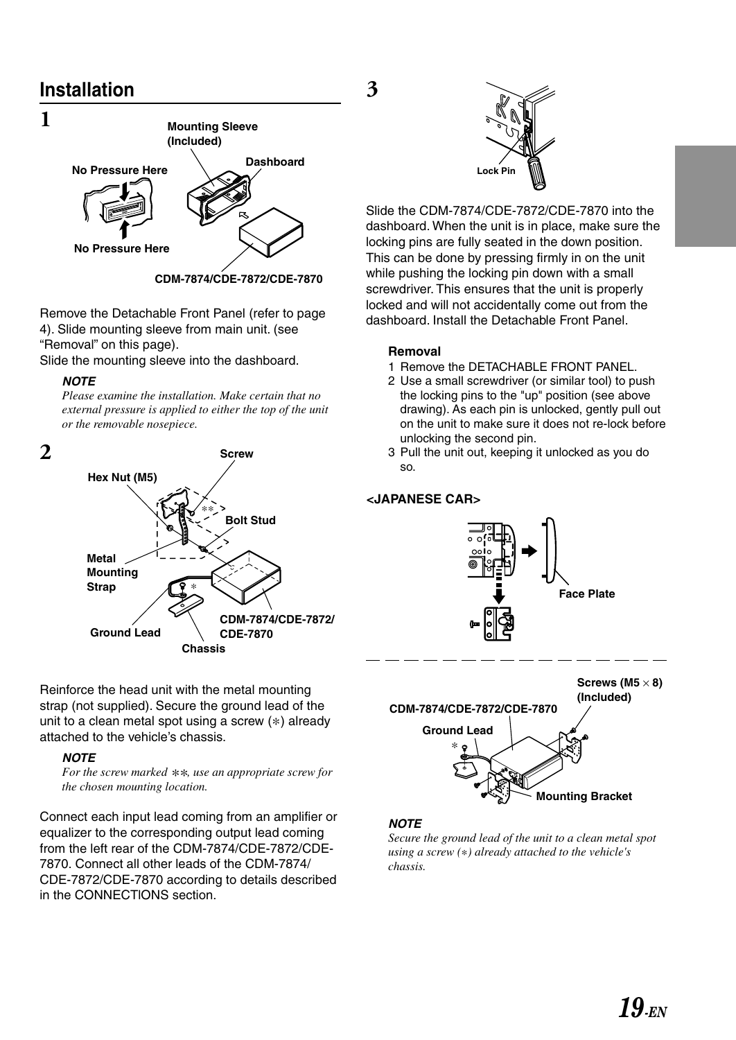## Installation

**1**

Remove the Detachable Front Panel (refer to page 4). Slide mounting sleeve from main unit. (see "Removal" on this page).
Slide the mounting sleeve into the dashboard.

> ***NOTE***
> *Please examine the installation. Make certain that no external pressure is applied to either the top of the unit or the removable nosepiece.*

**2**

Reinforce the head unit with the metal mounting strap (not supplied). Secure the ground lead of the unit to a clean metal spot using a screw (∗) already attached to the vehicle's chassis.

> ***NOTE***
> *For the screw marked ∗∗, use an appropriate screw for the chosen mounting location.*

Connect each input lead coming from an amplifier or equalizer to the corresponding output lead coming from the left rear of the CDM-7874/CDE-7872/CDE-7870. Connect all other leads of the CDM-7874/CDE-7872/CDE-7870 according to details described in the CONNECTIONS section.

**3**

Slide the CDM-7874/CDE-7872/CDE-7870 into the dashboard. When the unit is in place, make sure the locking pins are fully seated in the down position. This can be done by pressing firmly in on the unit while pushing the locking pin down with a small screwdriver. This ensures that the unit is properly locked and will not accidentally come out from the dashboard. Install the Detachable Front Panel.

**Removal**

1. Remove the DETACHABLE FRONT PANEL.
2. Use a small screwdriver (or similar tool) to push the locking pins to the "up" position (see above drawing). As each pin is unlocked, gently pull out on the unit to make sure it does not re-lock before unlocking the second pin.
3. Pull the unit out, keeping it unlocked as you do so.

**<JAPANESE CAR>**

> ***NOTE***
> *Secure the ground lead of the unit to a clean metal spot using a screw (∗) already attached to the vehicle's chassis.*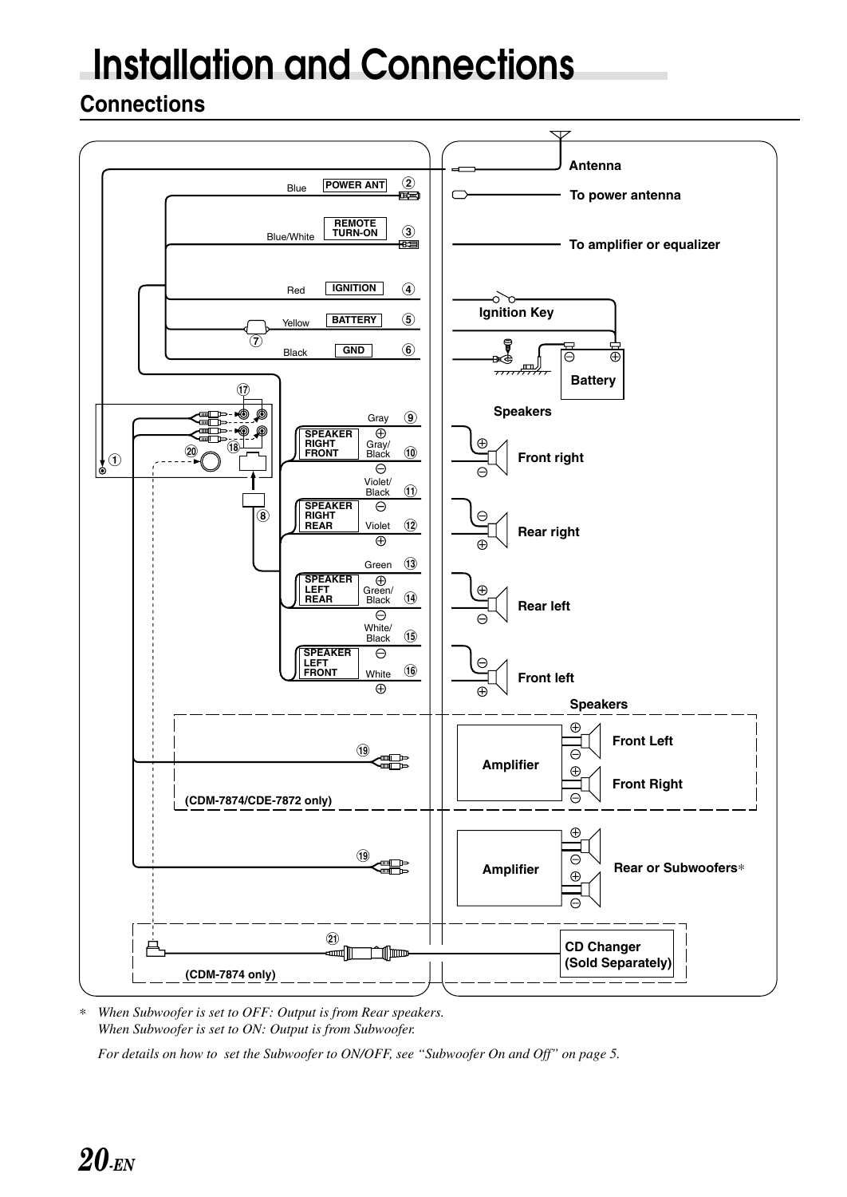# Installation and Connections

## Connections

Blue POWER ANT ② — To power antenna

Blue/White REMOTE TURN-ON ③ — To amplifier or equalizer

Red IGNITION ④ — Ignition Key

Yellow BATTERY ⑤ ⑦ — Battery

Black GND ⑥

① Antenna

⑰ ⑱ ⑳ ⑧

Speakers

| Wire | No. | Speaker |
| --- | --- | --- |
| SPEAKER RIGHT FRONT: Gray ⊕ | ⑨ | Front right |
| SPEAKER RIGHT FRONT: Gray/Black ⊖ | ⑩ | Front right |
| SPEAKER RIGHT REAR: Violet/Black ⊖ | ⑪ | Rear right |
| SPEAKER RIGHT REAR: Violet ⊕ | ⑫ | Rear right |
| SPEAKER LEFT REAR: Green ⊕ | ⑬ | Rear left |
| SPEAKER LEFT REAR: Green/Black ⊖ | ⑭ | Rear left |
| SPEAKER LEFT FRONT: White/Black ⊖ | ⑮ | Front left |
| SPEAKER LEFT FRONT: White ⊕ | ⑯ | Front left |

⑲ (CDM-7874/CDE-7872 only) — Amplifier — Speakers: Front Left, Front Right

⑲ — Amplifier — Rear or Subwoofers*

㉑ (CDM-7874 only) — CD Changer (Sold Separately)

\* *When Subwoofer is set to OFF: Output is from Rear speakers.*
*When Subwoofer is set to ON: Output is from Subwoofer.*

*For details on how to set the Subwoofer to ON/OFF, see "Subwoofer On and Off" on page 5.*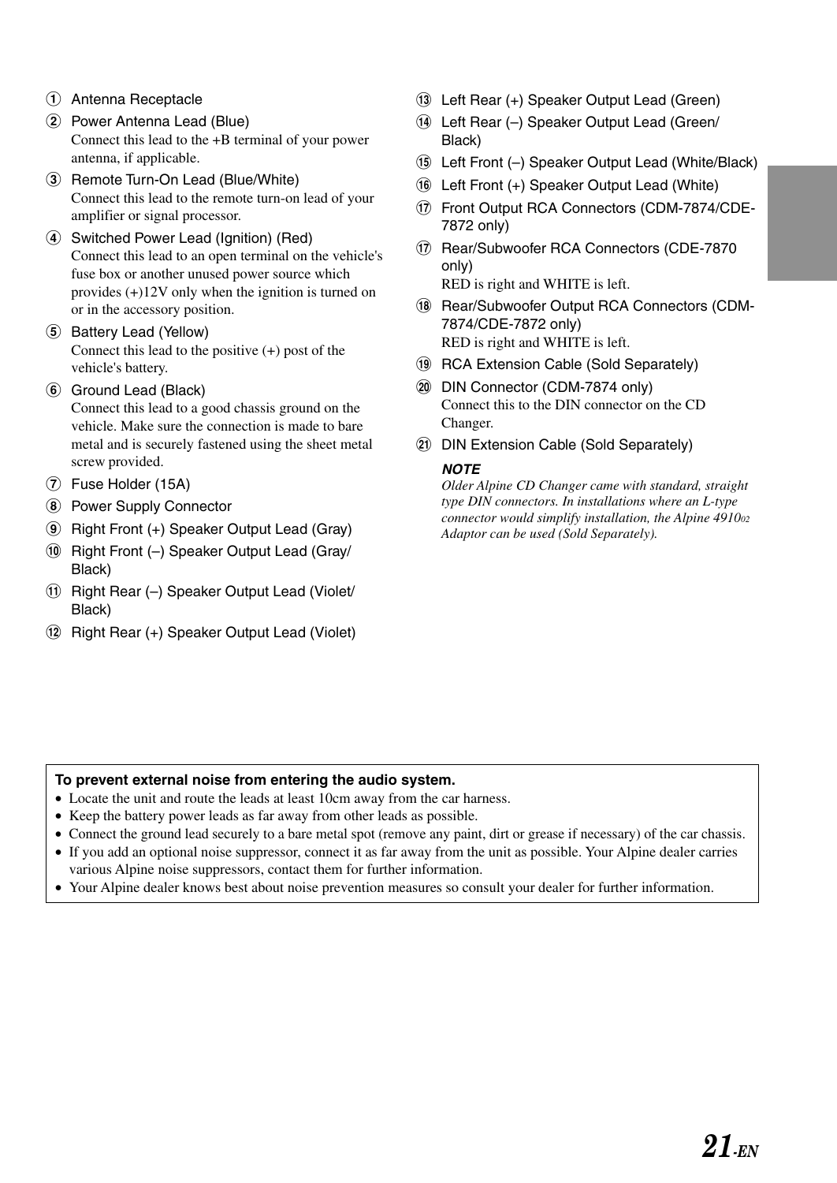① Antenna Receptacle

② Power Antenna Lead (Blue)
Connect this lead to the +B terminal of your power antenna, if applicable.

③ Remote Turn-On Lead (Blue/White)
Connect this lead to the remote turn-on lead of your amplifier or signal processor.

④ Switched Power Lead (Ignition) (Red)
Connect this lead to an open terminal on the vehicle's fuse box or another unused power source which provides (+)12V only when the ignition is turned on or in the accessory position.

⑤ Battery Lead (Yellow)
Connect this lead to the positive (+) post of the vehicle's battery.

⑥ Ground Lead (Black)
Connect this lead to a good chassis ground on the vehicle. Make sure the connection is made to bare metal and is securely fastened using the sheet metal screw provided.

⑦ Fuse Holder (15A)

⑧ Power Supply Connector

⑨ Right Front (+) Speaker Output Lead (Gray)

⑩ Right Front (–) Speaker Output Lead (Gray/Black)

⑪ Right Rear (–) Speaker Output Lead (Violet/Black)

⑫ Right Rear (+) Speaker Output Lead (Violet)

⑬ Left Rear (+) Speaker Output Lead (Green)

⑭ Left Rear (–) Speaker Output Lead (Green/Black)

⑮ Left Front (–) Speaker Output Lead (White/Black)

⑯ Left Front (+) Speaker Output Lead (White)

⑰ Front Output RCA Connectors (CDM-7874/CDE-7872 only)

⑰ Rear/Subwoofer RCA Connectors (CDE-7870 only)
RED is right and WHITE is left.

⑱ Rear/Subwoofer Output RCA Connectors (CDM-7874/CDE-7872 only)
RED is right and WHITE is left.

⑲ RCA Extension Cable (Sold Separately)

⑳ DIN Connector (CDM-7874 only)
Connect this to the DIN connector on the CD Changer.

㉑ DIN Extension Cable (Sold Separately)

***NOTE***
*Older Alpine CD Changer came with standard, straight type DIN connectors. In installations where an L-type connector would simplify installation, the Alpine 4910$_{02}$ Adaptor can be used (Sold Separately).*

**To prevent external noise from entering the audio system.**

- Locate the unit and route the leads at least 10cm away from the car harness.
- Keep the battery power leads as far away from other leads as possible.
- Connect the ground lead securely to a bare metal spot (remove any paint, dirt or grease if necessary) of the car chassis.
- If you add an optional noise suppressor, connect it as far away from the unit as possible. Your Alpine dealer carries various Alpine noise suppressors, contact them for further information.
- Your Alpine dealer knows best about noise prevention measures so consult your dealer for further information.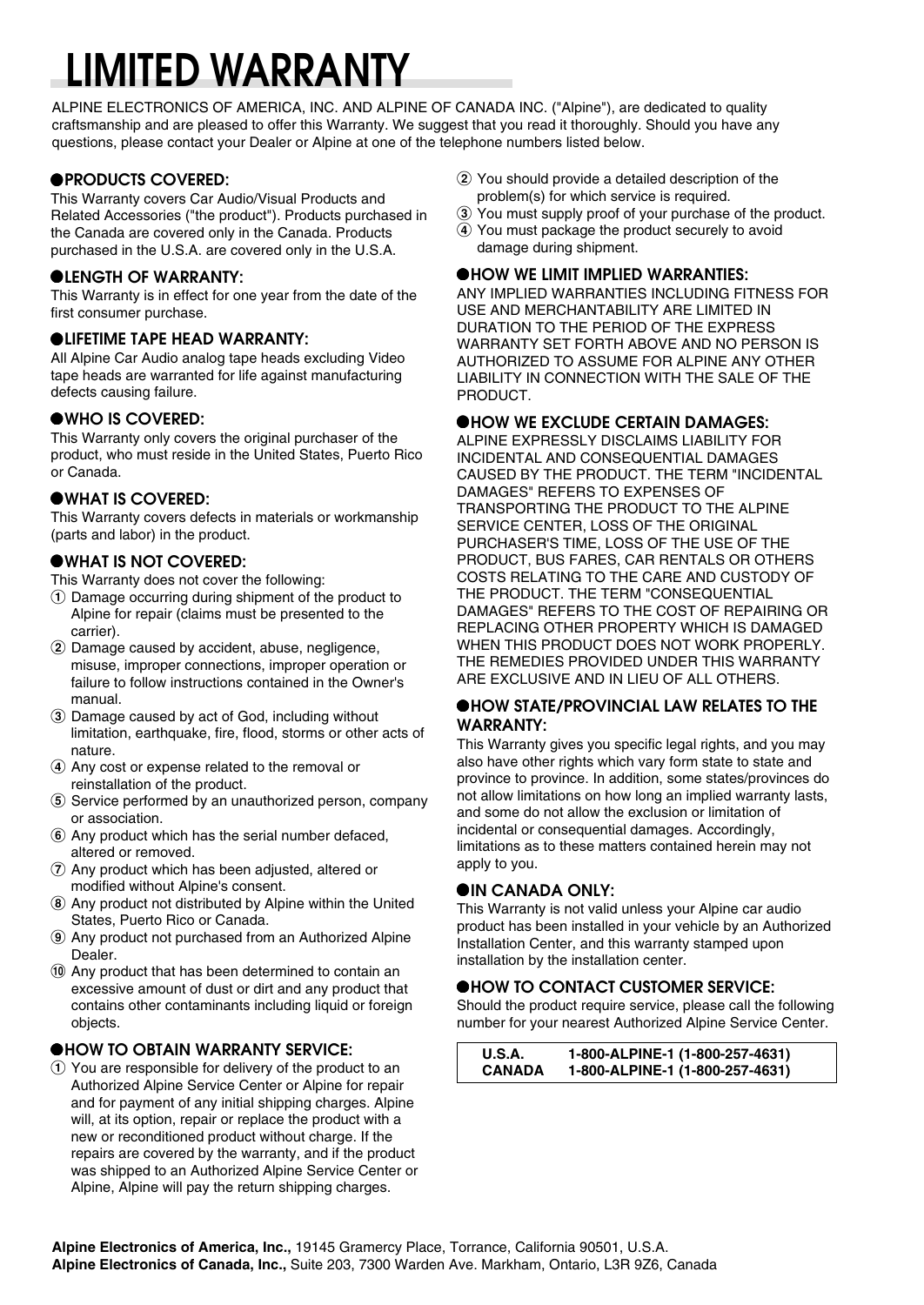# LIMITED WARRANTY

ALPINE ELECTRONICS OF AMERICA, INC. AND ALPINE OF CANADA INC. ("Alpine"), are dedicated to quality craftsmanship and are pleased to offer this Warranty. We suggest that you read it thoroughly. Should you have any questions, please contact your Dealer or Alpine at one of the telephone numbers listed below.

### ●PRODUCTS COVERED:

This Warranty covers Car Audio/Visual Products and Related Accessories ("the product"). Products purchased in the Canada are covered only in the Canada. Products purchased in the U.S.A. are covered only in the U.S.A.

### ●LENGTH OF WARRANTY:

This Warranty is in effect for one year from the date of the first consumer purchase.

### ●LIFETIME TAPE HEAD WARRANTY:

All Alpine Car Audio analog tape heads excluding Video tape heads are warranted for life against manufacturing defects causing failure.

### ●WHO IS COVERED:

This Warranty only covers the original purchaser of the product, who must reside in the United States, Puerto Rico or Canada.

### ●WHAT IS COVERED:

This Warranty covers defects in materials or workmanship (parts and labor) in the product.

### ●WHAT IS NOT COVERED:

This Warranty does not cover the following:

① Damage occurring during shipment of the product to Alpine for repair (claims must be presented to the carrier).
② Damage caused by accident, abuse, negligence, misuse, improper connections, improper operation or failure to follow instructions contained in the Owner's manual.
③ Damage caused by act of God, including without limitation, earthquake, fire, flood, storms or other acts of nature.
④ Any cost or expense related to the removal or reinstallation of the product.
⑤ Service performed by an unauthorized person, company or association.
⑥ Any product which has the serial number defaced, altered or removed.
⑦ Any product which has been adjusted, altered or modified without Alpine's consent.
⑧ Any product not distributed by Alpine within the United States, Puerto Rico or Canada.
⑨ Any product not purchased from an Authorized Alpine Dealer.
⑩ Any product that has been determined to contain an excessive amount of dust or dirt and any product that contains other contaminants including liquid or foreign objects.

### ●HOW TO OBTAIN WARRANTY SERVICE:

① You are responsible for delivery of the product to an Authorized Alpine Service Center or Alpine for repair and for payment of any initial shipping charges. Alpine will, at its option, repair or replace the product with a new or reconditioned product without charge. If the repairs are covered by the warranty, and if the product was shipped to an Authorized Alpine Service Center or Alpine, Alpine will pay the return shipping charges.
② You should provide a detailed description of the problem(s) for which service is required.
③ You must supply proof of your purchase of the product.
④ You must package the product securely to avoid damage during shipment.

### ●HOW WE LIMIT IMPLIED WARRANTIES:

ANY IMPLIED WARRANTIES INCLUDING FITNESS FOR USE AND MERCHANTABILITY ARE LIMITED IN DURATION TO THE PERIOD OF THE EXPRESS WARRANTY SET FORTH ABOVE AND NO PERSON IS AUTHORIZED TO ASSUME FOR ALPINE ANY OTHER LIABILITY IN CONNECTION WITH THE SALE OF THE PRODUCT.

### ●HOW WE EXCLUDE CERTAIN DAMAGES:

ALPINE EXPRESSLY DISCLAIMS LIABILITY FOR INCIDENTAL AND CONSEQUENTIAL DAMAGES CAUSED BY THE PRODUCT. THE TERM "INCIDENTAL DAMAGES" REFERS TO EXPENSES OF TRANSPORTING THE PRODUCT TO THE ALPINE SERVICE CENTER, LOSS OF THE ORIGINAL PURCHASER'S TIME, LOSS OF THE USE OF THE PRODUCT, BUS FARES, CAR RENTALS OR OTHERS COSTS RELATING TO THE CARE AND CUSTODY OF THE PRODUCT. THE TERM "CONSEQUENTIAL DAMAGES" REFERS TO THE COST OF REPAIRING OR REPLACING OTHER PROPERTY WHICH IS DAMAGED WHEN THIS PRODUCT DOES NOT WORK PROPERLY. THE REMEDIES PROVIDED UNDER THIS WARRANTY ARE EXCLUSIVE AND IN LIEU OF ALL OTHERS.

### ●HOW STATE/PROVINCIAL LAW RELATES TO THE WARRANTY:

This Warranty gives you specific legal rights, and you may also have other rights which vary form state to state and province to province. In addition, some states/provinces do not allow limitations on how long an implied warranty lasts, and some do not allow the exclusion or limitation of incidental or consequential damages. Accordingly, limitations as to these matters contained herein may not apply to you.

### ●IN CANADA ONLY:

This Warranty is not valid unless your Alpine car audio product has been installed in your vehicle by an Authorized Installation Center, and this warranty stamped upon installation by the installation center.

### ●HOW TO CONTACT CUSTOMER SERVICE:

Should the product require service, please call the following number for your nearest Authorized Alpine Service Center.

| | |
|---|---|
| **U.S.A.** | **1-800-ALPINE-1 (1-800-257-4631)** |
| **CANADA** | **1-800-ALPINE-1 (1-800-257-4631)** |

**Alpine Electronics of America, Inc.,** 19145 Gramercy Place, Torrance, California 90501, U.S.A.
**Alpine Electronics of Canada, Inc.,** Suite 203, 7300 Warden Ave. Markham, Ontario, L3R 9Z6, Canada